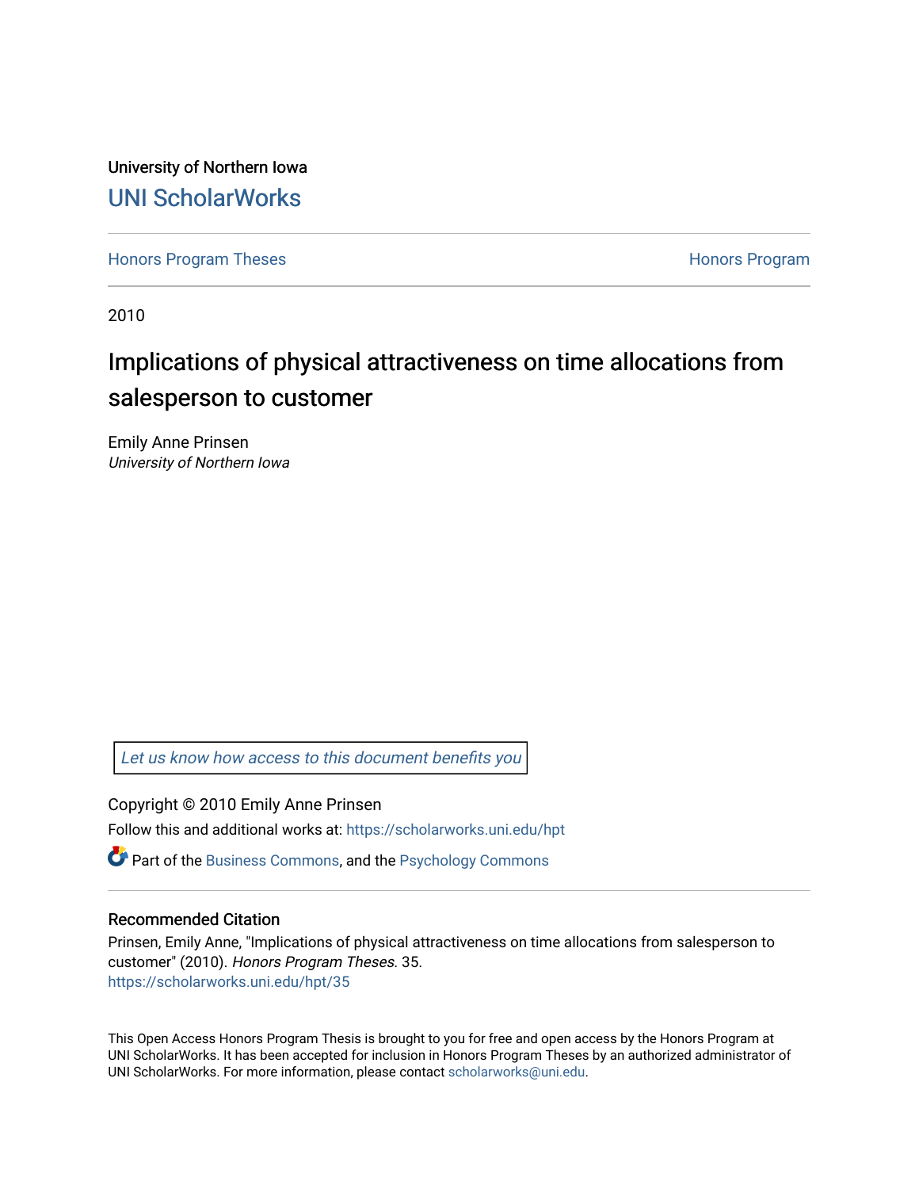University of Northern Iowa

UNI ScholarWorks

Honors Program Theses

Honors Program

2010

# Implications of physical attractiveness on time allocations from salesperson to customer

Emily Anne Prinsen
*University of Northern Iowa*

Let us know how access to this document benefits you

Copyright © 2010 Emily Anne Prinsen

Follow this and additional works at: https://scholarworks.uni.edu/hpt

Part of the Business Commons, and the Psychology Commons

## Recommended Citation

Prinsen, Emily Anne, "Implications of physical attractiveness on time allocations from salesperson to customer" (2010). *Honors Program Theses*. 35.
https://scholarworks.uni.edu/hpt/35

This Open Access Honors Program Thesis is brought to you for free and open access by the Honors Program at UNI ScholarWorks. It has been accepted for inclusion in Honors Program Theses by an authorized administrator of UNI ScholarWorks. For more information, please contact scholarworks@uni.edu.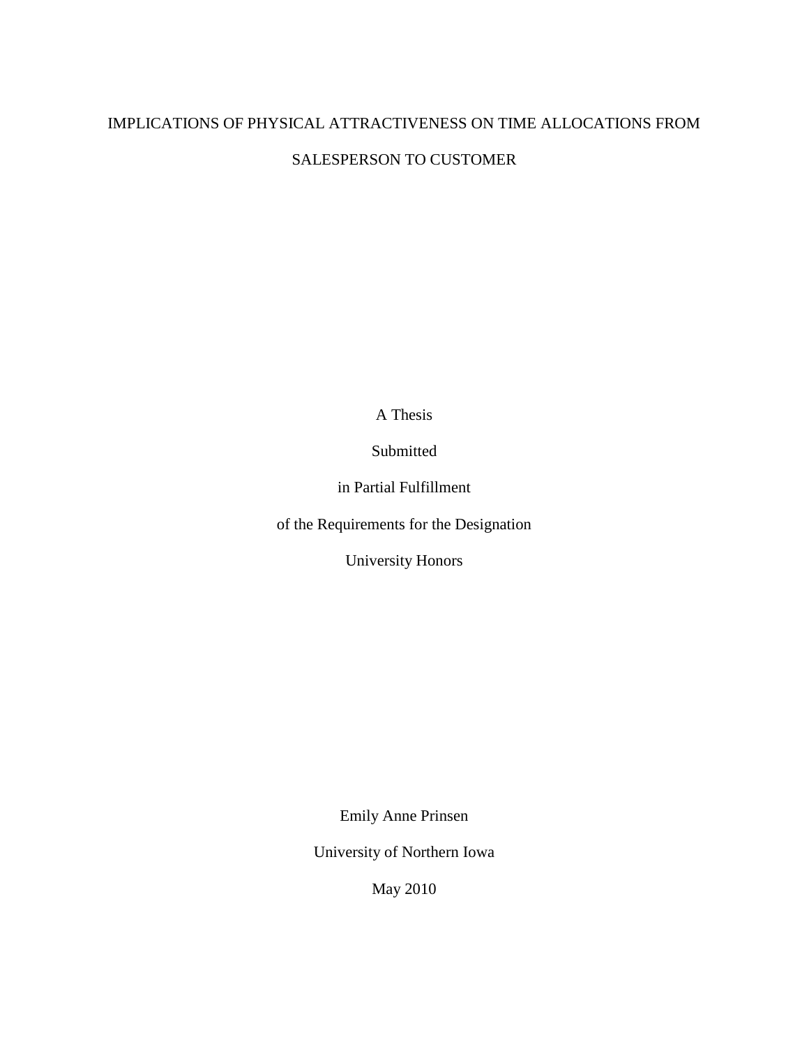# IMPLICATIONS OF PHYSICAL ATTRACTIVENESS ON TIME ALLOCATIONS FROM SALESPERSON TO CUSTOMER

A Thesis

Submitted

in Partial Fulfillment

of the Requirements for the Designation

University Honors

Emily Anne Prinsen

University of Northern Iowa

May 2010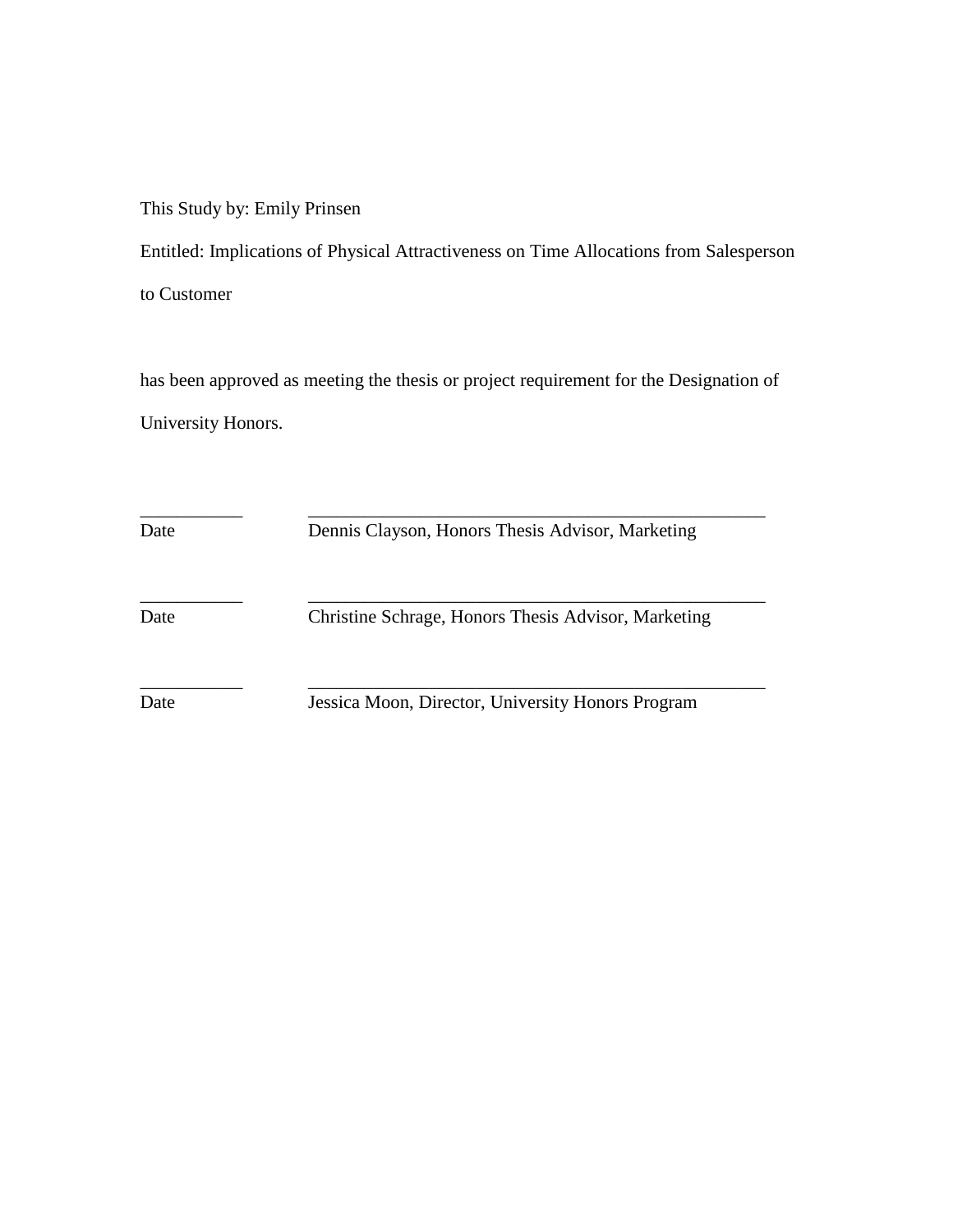This Study by: Emily Prinsen

Entitled: Implications of Physical Attractiveness on Time Allocations from Salesperson to Customer

has been approved as meeting the thesis or project requirement for the Designation of University Honors.

\_\_\_\_\_\_\_\_\_\_\_ \_\_\_\_\_\_\_\_\_\_\_\_\_\_\_\_\_\_\_\_\_\_\_\_\_\_\_\_\_\_\_\_\_\_\_\_\_\_\_\_\_\_\_\_\_\_\_\_\_\_

Date Dennis Clayson, Honors Thesis Advisor, Marketing

\_\_\_\_\_\_\_\_\_\_\_ \_\_\_\_\_\_\_\_\_\_\_\_\_\_\_\_\_\_\_\_\_\_\_\_\_\_\_\_\_\_\_\_\_\_\_\_\_\_\_\_\_\_\_\_\_\_\_\_\_\_

Date Christine Schrage, Honors Thesis Advisor, Marketing

\_\_\_\_\_\_\_\_\_\_\_ \_\_\_\_\_\_\_\_\_\_\_\_\_\_\_\_\_\_\_\_\_\_\_\_\_\_\_\_\_\_\_\_\_\_\_\_\_\_\_\_\_\_\_\_\_\_\_\_\_\_

Date Jessica Moon, Director, University Honors Program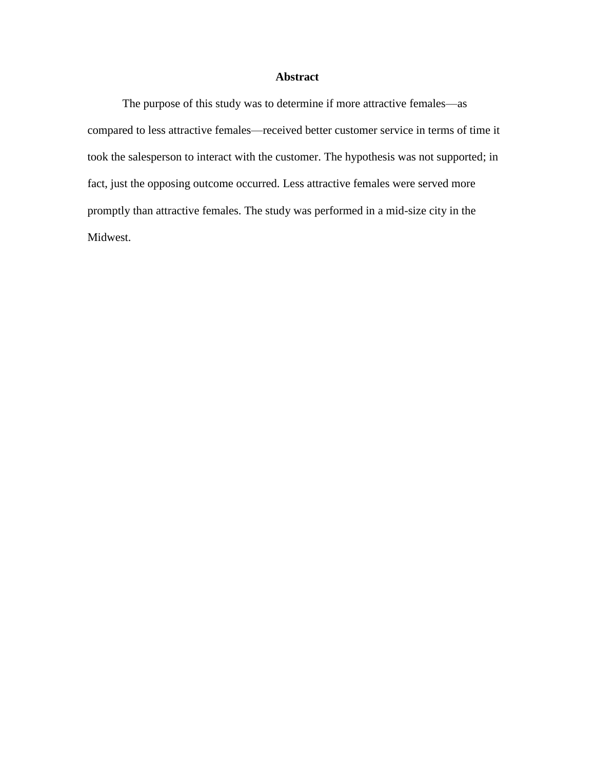# Abstract

The purpose of this study was to determine if more attractive females—as compared to less attractive females—received better customer service in terms of time it took the salesperson to interact with the customer. The hypothesis was not supported; in fact, just the opposing outcome occurred. Less attractive females were served more promptly than attractive females. The study was performed in a mid-size city in the Midwest.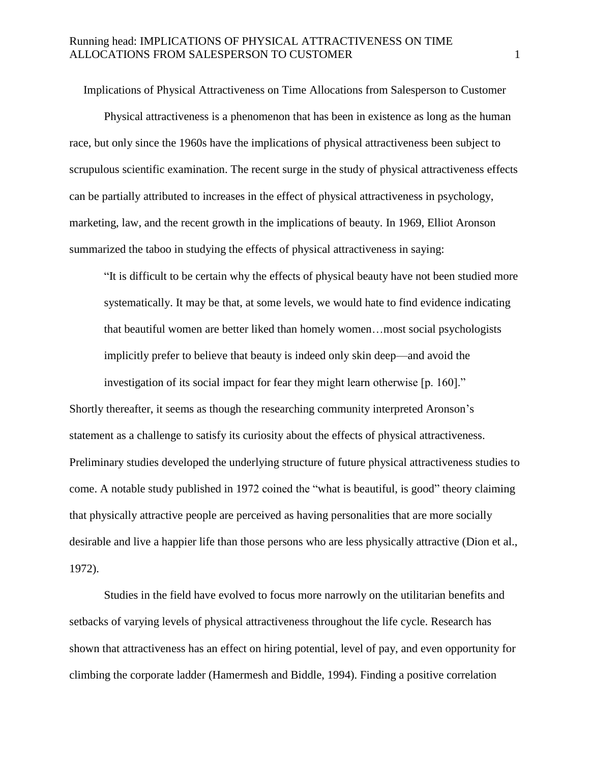Implications of Physical Attractiveness on Time Allocations from Salesperson to Customer

Physical attractiveness is a phenomenon that has been in existence as long as the human race, but only since the 1960s have the implications of physical attractiveness been subject to scrupulous scientific examination. The recent surge in the study of physical attractiveness effects can be partially attributed to increases in the effect of physical attractiveness in psychology, marketing, law, and the recent growth in the implications of beauty. In 1969, Elliot Aronson summarized the taboo in studying the effects of physical attractiveness in saying:

> "It is difficult to be certain why the effects of physical beauty have not been studied more systematically. It may be that, at some levels, we would hate to find evidence indicating that beautiful women are better liked than homely women…most social psychologists implicitly prefer to believe that beauty is indeed only skin deep—and avoid the investigation of its social impact for fear they might learn otherwise [p. 160]."

Shortly thereafter, it seems as though the researching community interpreted Aronson's statement as a challenge to satisfy its curiosity about the effects of physical attractiveness. Preliminary studies developed the underlying structure of future physical attractiveness studies to come. A notable study published in 1972 coined the "what is beautiful, is good" theory claiming that physically attractive people are perceived as having personalities that are more socially desirable and live a happier life than those persons who are less physically attractive (Dion et al., 1972).

Studies in the field have evolved to focus more narrowly on the utilitarian benefits and setbacks of varying levels of physical attractiveness throughout the life cycle. Research has shown that attractiveness has an effect on hiring potential, level of pay, and even opportunity for climbing the corporate ladder (Hamermesh and Biddle, 1994). Finding a positive correlation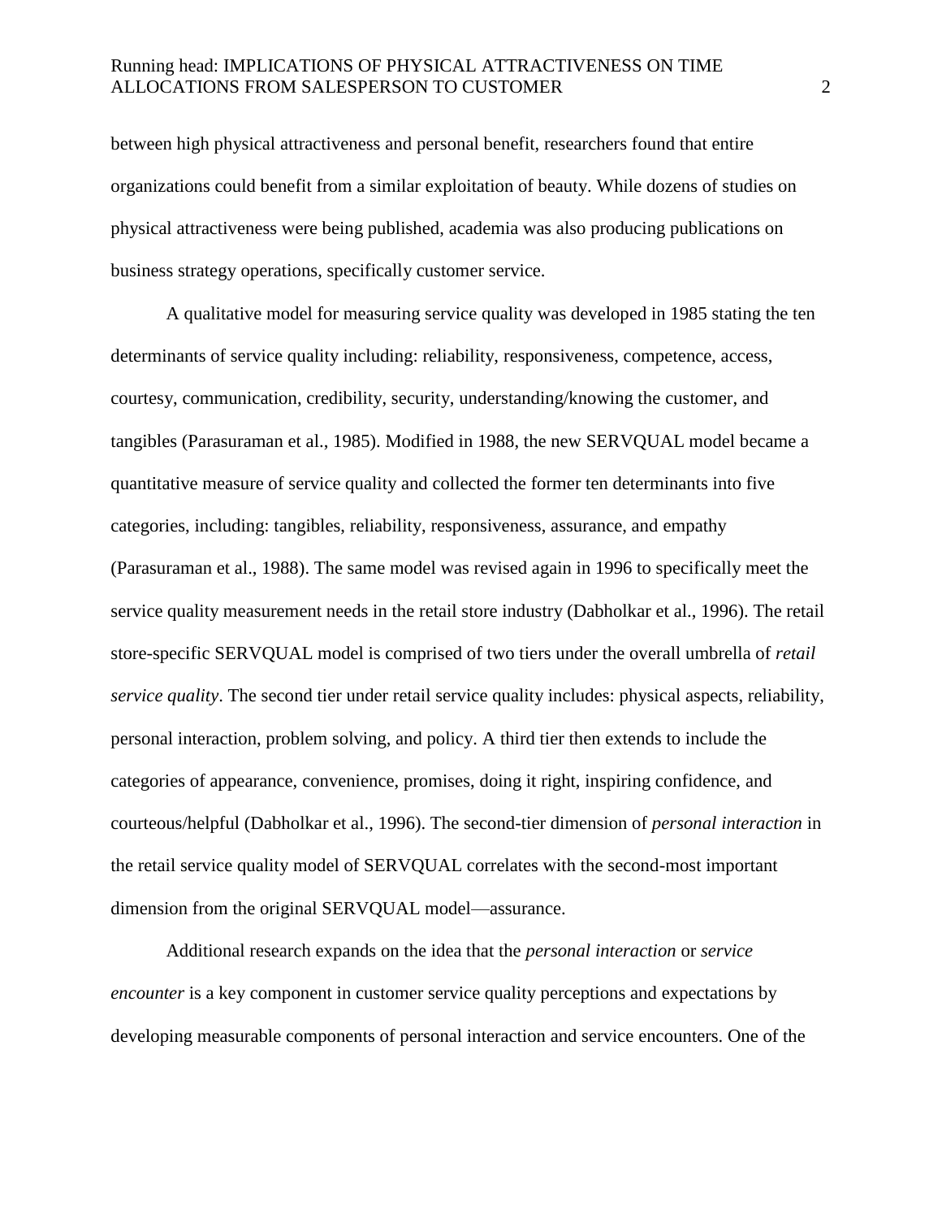between high physical attractiveness and personal benefit, researchers found that entire organizations could benefit from a similar exploitation of beauty. While dozens of studies on physical attractiveness were being published, academia was also producing publications on business strategy operations, specifically customer service.

A qualitative model for measuring service quality was developed in 1985 stating the ten determinants of service quality including: reliability, responsiveness, competence, access, courtesy, communication, credibility, security, understanding/knowing the customer, and tangibles (Parasuraman et al., 1985). Modified in 1988, the new SERVQUAL model became a quantitative measure of service quality and collected the former ten determinants into five categories, including: tangibles, reliability, responsiveness, assurance, and empathy (Parasuraman et al., 1988). The same model was revised again in 1996 to specifically meet the service quality measurement needs in the retail store industry (Dabholkar et al., 1996). The retail store-specific SERVQUAL model is comprised of two tiers under the overall umbrella of *retail service quality*. The second tier under retail service quality includes: physical aspects, reliability, personal interaction, problem solving, and policy. A third tier then extends to include the categories of appearance, convenience, promises, doing it right, inspiring confidence, and courteous/helpful (Dabholkar et al., 1996). The second-tier dimension of *personal interaction* in the retail service quality model of SERVQUAL correlates with the second-most important dimension from the original SERVQUAL model—assurance.

Additional research expands on the idea that the *personal interaction* or *service encounter* is a key component in customer service quality perceptions and expectations by developing measurable components of personal interaction and service encounters. One of the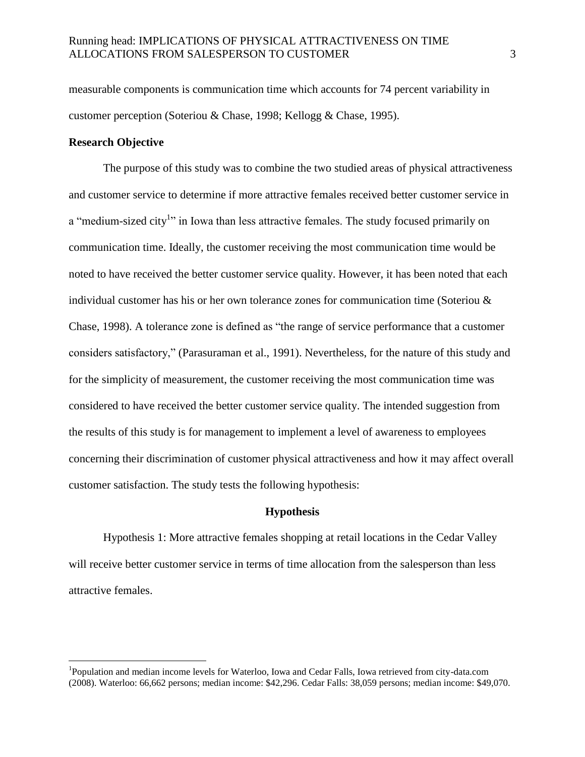measurable components is communication time which accounts for 74 percent variability in customer perception (Soteriou & Chase, 1998; Kellogg & Chase, 1995).

**Research Objective**

The purpose of this study was to combine the two studied areas of physical attractiveness and customer service to determine if more attractive females received better customer service in a "medium-sized city[1]" in Iowa than less attractive females. The study focused primarily on communication time. Ideally, the customer receiving the most communication time would be noted to have received the better customer service quality. However, it has been noted that each individual customer has his or her own tolerance zones for communication time (Soteriou & Chase, 1998). A tolerance zone is defined as "the range of service performance that a customer considers satisfactory," (Parasuraman et al., 1991). Nevertheless, for the nature of this study and for the simplicity of measurement, the customer receiving the most communication time was considered to have received the better customer service quality. The intended suggestion from the results of this study is for management to implement a level of awareness to employees concerning their discrimination of customer physical attractiveness and how it may affect overall customer satisfaction. The study tests the following hypothesis:

## Hypothesis

Hypothesis 1: More attractive females shopping at retail locations in the Cedar Valley will receive better customer service in terms of time allocation from the salesperson than less attractive females.

---

[1]Population and median income levels for Waterloo, Iowa and Cedar Falls, Iowa retrieved from city-data.com (2008). Waterloo: 66,662 persons; median income: $42,296. Cedar Falls: 38,059 persons; median income: $49,070.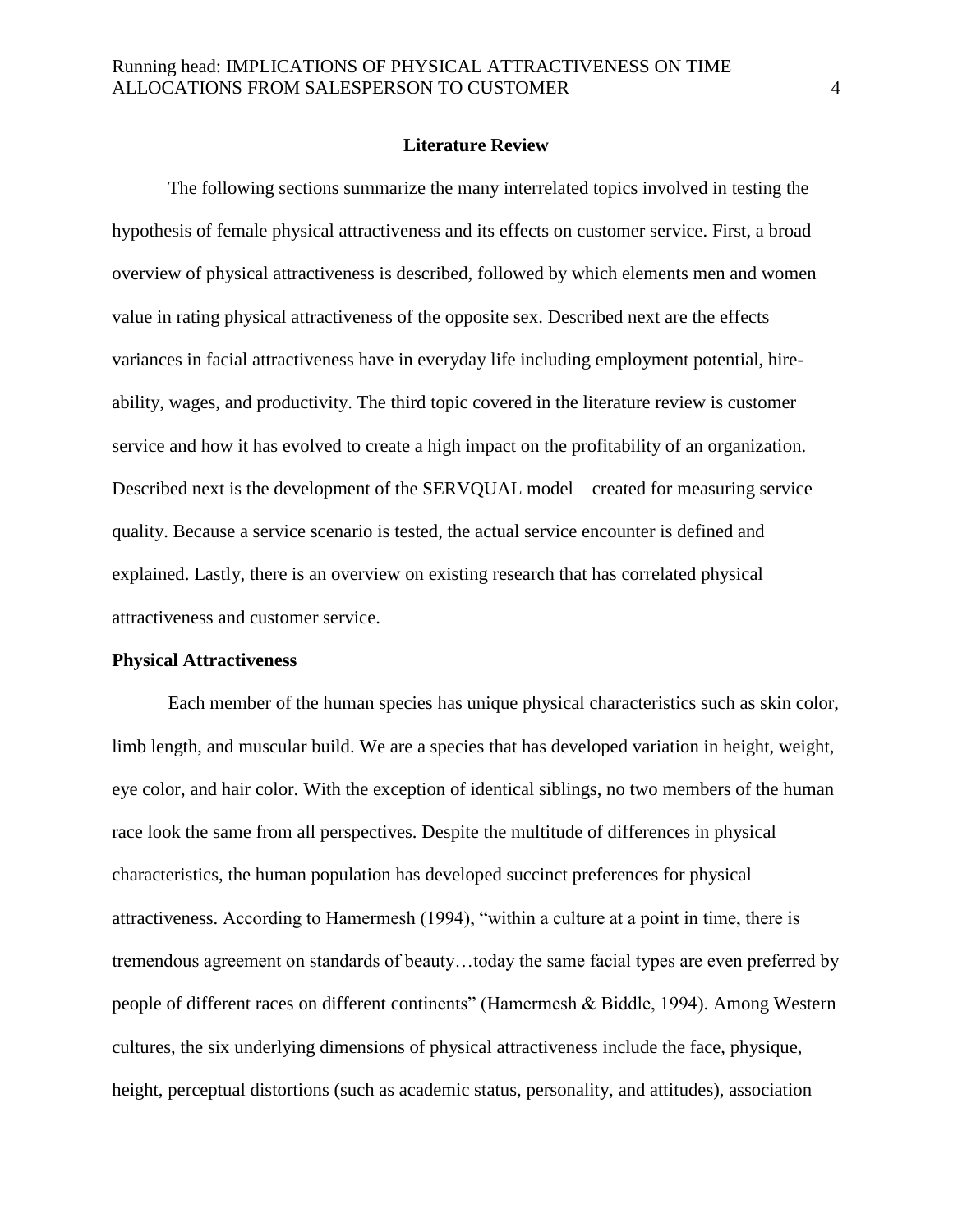## Literature Review

The following sections summarize the many interrelated topics involved in testing the hypothesis of female physical attractiveness and its effects on customer service. First, a broad overview of physical attractiveness is described, followed by which elements men and women value in rating physical attractiveness of the opposite sex. Described next are the effects variances in facial attractiveness have in everyday life including employment potential, hire-ability, wages, and productivity. The third topic covered in the literature review is customer service and how it has evolved to create a high impact on the profitability of an organization. Described next is the development of the SERVQUAL model—created for measuring service quality. Because a service scenario is tested, the actual service encounter is defined and explained. Lastly, there is an overview on existing research that has correlated physical attractiveness and customer service.

### Physical Attractiveness

Each member of the human species has unique physical characteristics such as skin color, limb length, and muscular build. We are a species that has developed variation in height, weight, eye color, and hair color. With the exception of identical siblings, no two members of the human race look the same from all perspectives. Despite the multitude of differences in physical characteristics, the human population has developed succinct preferences for physical attractiveness. According to Hamermesh (1994), "within a culture at a point in time, there is tremendous agreement on standards of beauty…today the same facial types are even preferred by people of different races on different continents" (Hamermesh & Biddle, 1994). Among Western cultures, the six underlying dimensions of physical attractiveness include the face, physique, height, perceptual distortions (such as academic status, personality, and attitudes), association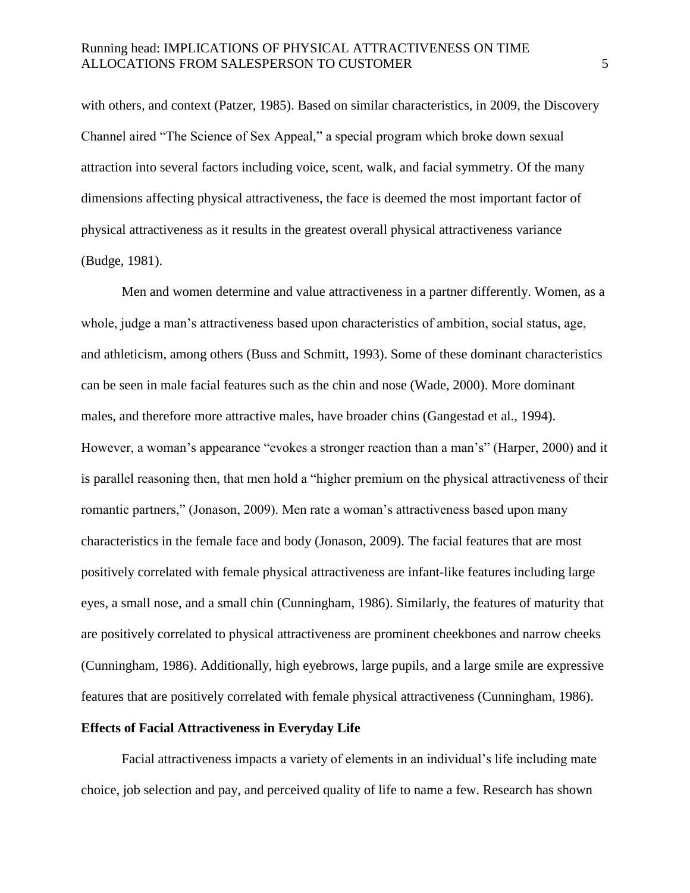with others, and context (Patzer, 1985). Based on similar characteristics, in 2009, the Discovery Channel aired "The Science of Sex Appeal," a special program which broke down sexual attraction into several factors including voice, scent, walk, and facial symmetry. Of the many dimensions affecting physical attractiveness, the face is deemed the most important factor of physical attractiveness as it results in the greatest overall physical attractiveness variance (Budge, 1981).

Men and women determine and value attractiveness in a partner differently. Women, as a whole, judge a man's attractiveness based upon characteristics of ambition, social status, age, and athleticism, among others (Buss and Schmitt, 1993). Some of these dominant characteristics can be seen in male facial features such as the chin and nose (Wade, 2000). More dominant males, and therefore more attractive males, have broader chins (Gangestad et al., 1994). However, a woman's appearance "evokes a stronger reaction than a man's" (Harper, 2000) and it is parallel reasoning then, that men hold a "higher premium on the physical attractiveness of their romantic partners," (Jonason, 2009). Men rate a woman's attractiveness based upon many characteristics in the female face and body (Jonason, 2009). The facial features that are most positively correlated with female physical attractiveness are infant-like features including large eyes, a small nose, and a small chin (Cunningham, 1986). Similarly, the features of maturity that are positively correlated to physical attractiveness are prominent cheekbones and narrow cheeks (Cunningham, 1986). Additionally, high eyebrows, large pupils, and a large smile are expressive features that are positively correlated with female physical attractiveness (Cunningham, 1986).

**Effects of Facial Attractiveness in Everyday Life**

Facial attractiveness impacts a variety of elements in an individual's life including mate choice, job selection and pay, and perceived quality of life to name a few. Research has shown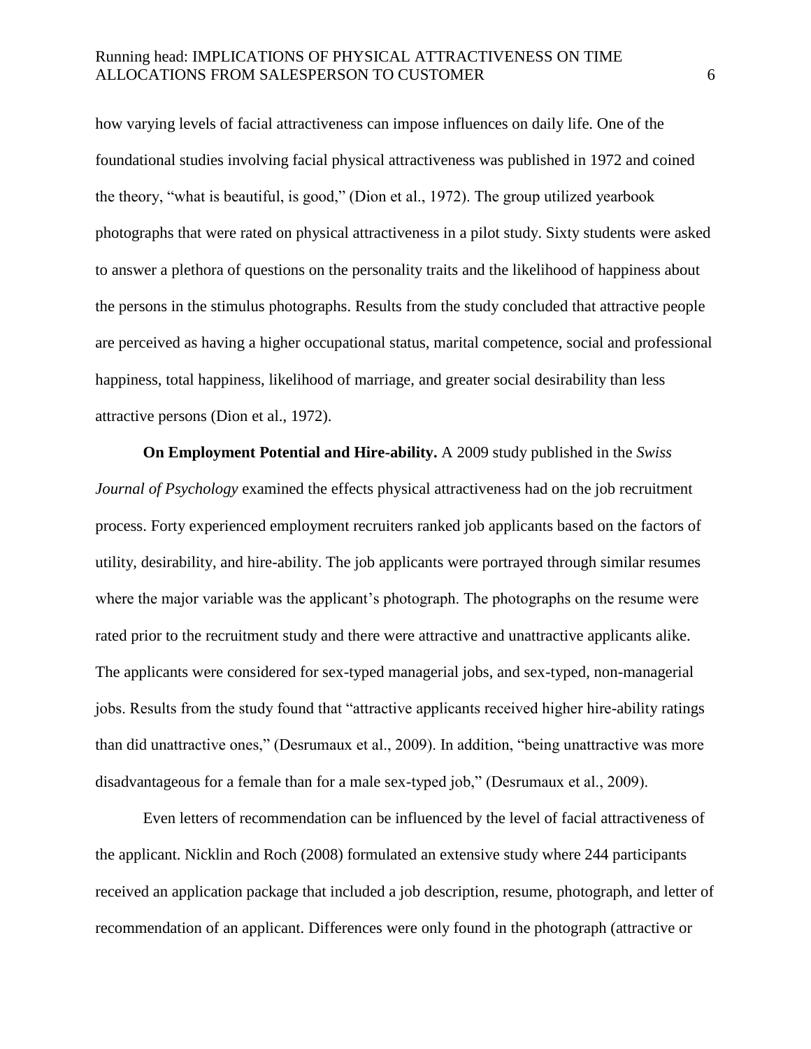how varying levels of facial attractiveness can impose influences on daily life. One of the foundational studies involving facial physical attractiveness was published in 1972 and coined the theory, "what is beautiful, is good," (Dion et al., 1972). The group utilized yearbook photographs that were rated on physical attractiveness in a pilot study. Sixty students were asked to answer a plethora of questions on the personality traits and the likelihood of happiness about the persons in the stimulus photographs. Results from the study concluded that attractive people are perceived as having a higher occupational status, marital competence, social and professional happiness, total happiness, likelihood of marriage, and greater social desirability than less attractive persons (Dion et al., 1972).

**On Employment Potential and Hire-ability.** A 2009 study published in the *Swiss Journal of Psychology* examined the effects physical attractiveness had on the job recruitment process. Forty experienced employment recruiters ranked job applicants based on the factors of utility, desirability, and hire-ability. The job applicants were portrayed through similar resumes where the major variable was the applicant's photograph. The photographs on the resume were rated prior to the recruitment study and there were attractive and unattractive applicants alike. The applicants were considered for sex-typed managerial jobs, and sex-typed, non-managerial jobs. Results from the study found that "attractive applicants received higher hire-ability ratings than did unattractive ones," (Desrumaux et al., 2009). In addition, "being unattractive was more disadvantageous for a female than for a male sex-typed job," (Desrumaux et al., 2009).

Even letters of recommendation can be influenced by the level of facial attractiveness of the applicant. Nicklin and Roch (2008) formulated an extensive study where 244 participants received an application package that included a job description, resume, photograph, and letter of recommendation of an applicant. Differences were only found in the photograph (attractive or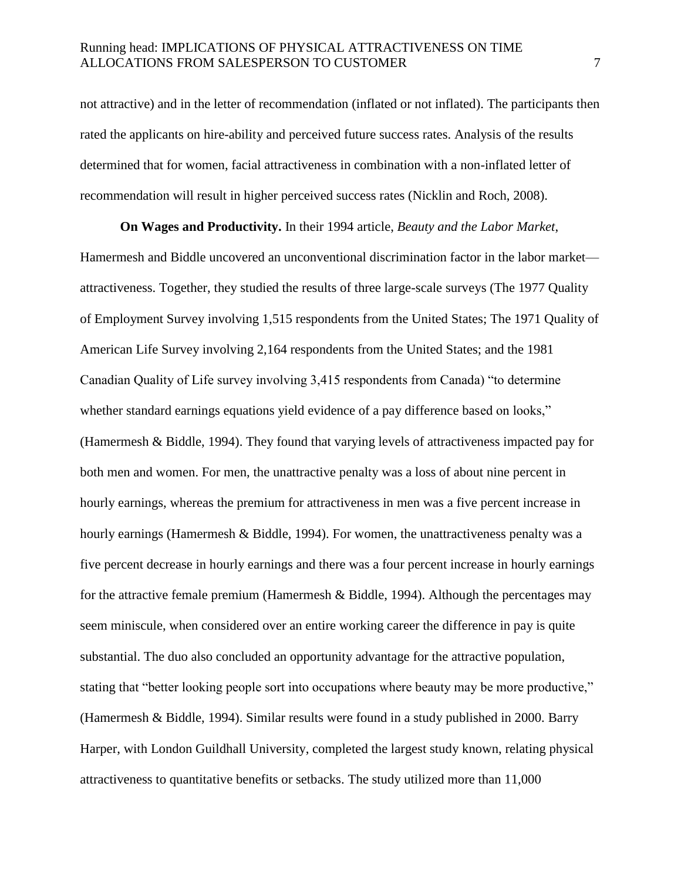not attractive) and in the letter of recommendation (inflated or not inflated). The participants then rated the applicants on hire-ability and perceived future success rates. Analysis of the results determined that for women, facial attractiveness in combination with a non-inflated letter of recommendation will result in higher perceived success rates (Nicklin and Roch, 2008).

**On Wages and Productivity.** In their 1994 article, *Beauty and the Labor Market*, Hamermesh and Biddle uncovered an unconventional discrimination factor in the labor market—attractiveness. Together, they studied the results of three large-scale surveys (The 1977 Quality of Employment Survey involving 1,515 respondents from the United States; The 1971 Quality of American Life Survey involving 2,164 respondents from the United States; and the 1981 Canadian Quality of Life survey involving 3,415 respondents from Canada) "to determine whether standard earnings equations yield evidence of a pay difference based on looks," (Hamermesh & Biddle, 1994). They found that varying levels of attractiveness impacted pay for both men and women. For men, the unattractive penalty was a loss of about nine percent in hourly earnings, whereas the premium for attractiveness in men was a five percent increase in hourly earnings (Hamermesh & Biddle, 1994). For women, the unattractiveness penalty was a five percent decrease in hourly earnings and there was a four percent increase in hourly earnings for the attractive female premium (Hamermesh & Biddle, 1994). Although the percentages may seem miniscule, when considered over an entire working career the difference in pay is quite substantial. The duo also concluded an opportunity advantage for the attractive population, stating that "better looking people sort into occupations where beauty may be more productive," (Hamermesh & Biddle, 1994). Similar results were found in a study published in 2000. Barry Harper, with London Guildhall University, completed the largest study known, relating physical attractiveness to quantitative benefits or setbacks. The study utilized more than 11,000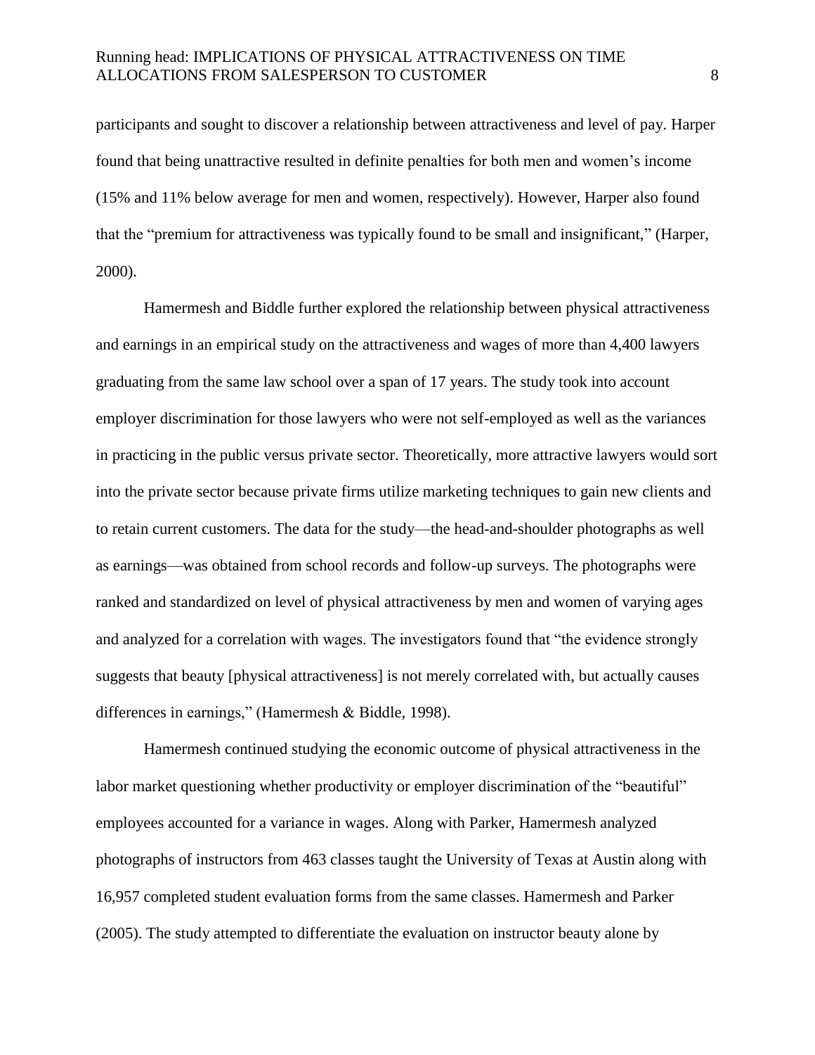participants and sought to discover a relationship between attractiveness and level of pay. Harper found that being unattractive resulted in definite penalties for both men and women's income (15% and 11% below average for men and women, respectively). However, Harper also found that the "premium for attractiveness was typically found to be small and insignificant," (Harper, 2000).

Hamermesh and Biddle further explored the relationship between physical attractiveness and earnings in an empirical study on the attractiveness and wages of more than 4,400 lawyers graduating from the same law school over a span of 17 years. The study took into account employer discrimination for those lawyers who were not self-employed as well as the variances in practicing in the public versus private sector. Theoretically, more attractive lawyers would sort into the private sector because private firms utilize marketing techniques to gain new clients and to retain current customers. The data for the study—the head-and-shoulder photographs as well as earnings—was obtained from school records and follow-up surveys. The photographs were ranked and standardized on level of physical attractiveness by men and women of varying ages and analyzed for a correlation with wages. The investigators found that "the evidence strongly suggests that beauty [physical attractiveness] is not merely correlated with, but actually causes differences in earnings," (Hamermesh & Biddle, 1998).

Hamermesh continued studying the economic outcome of physical attractiveness in the labor market questioning whether productivity or employer discrimination of the "beautiful" employees accounted for a variance in wages. Along with Parker, Hamermesh analyzed photographs of instructors from 463 classes taught the University of Texas at Austin along with 16,957 completed student evaluation forms from the same classes. Hamermesh and Parker (2005). The study attempted to differentiate the evaluation on instructor beauty alone by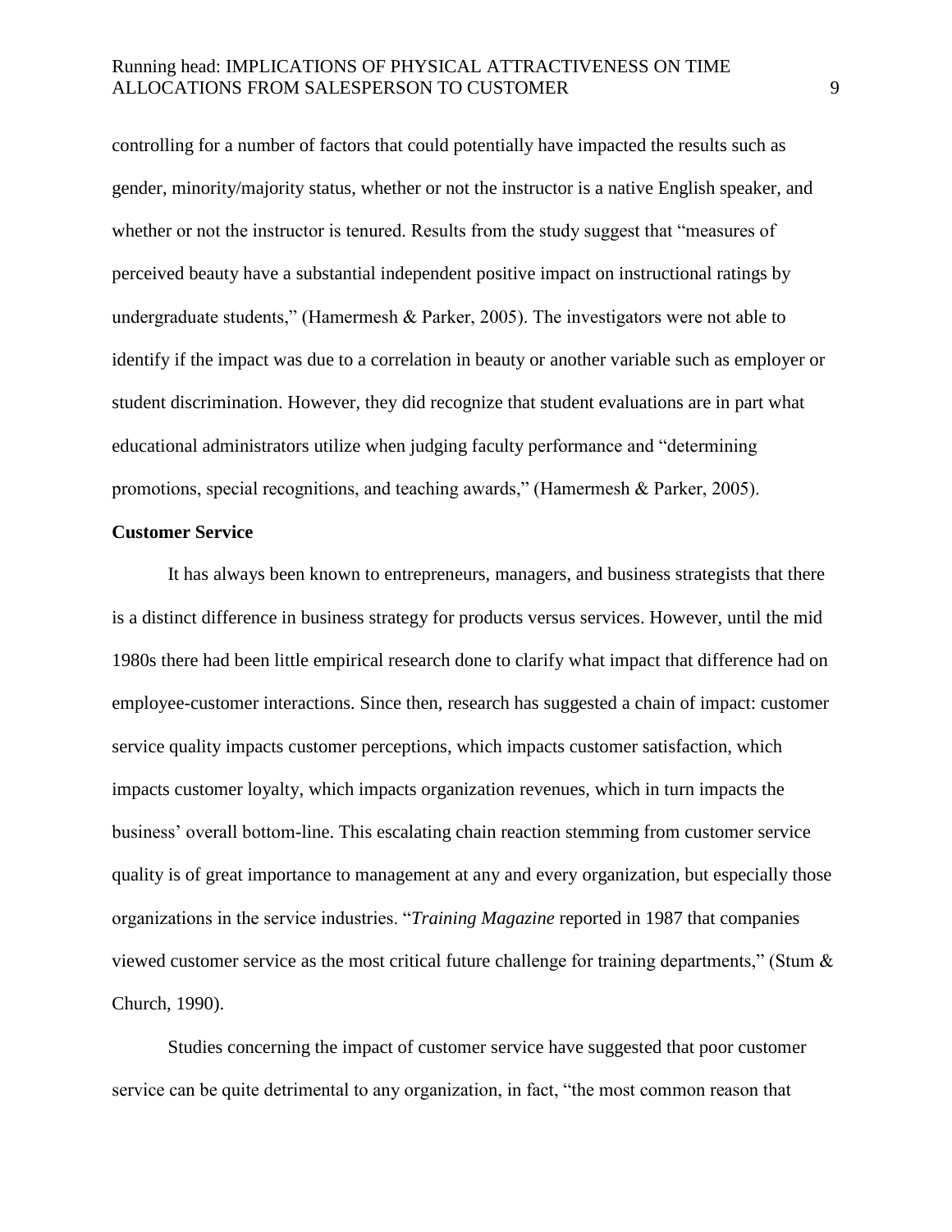controlling for a number of factors that could potentially have impacted the results such as gender, minority/majority status, whether or not the instructor is a native English speaker, and whether or not the instructor is tenured. Results from the study suggest that "measures of perceived beauty have a substantial independent positive impact on instructional ratings by undergraduate students," (Hamermesh & Parker, 2005). The investigators were not able to identify if the impact was due to a correlation in beauty or another variable such as employer or student discrimination. However, they did recognize that student evaluations are in part what educational administrators utilize when judging faculty performance and "determining promotions, special recognitions, and teaching awards," (Hamermesh & Parker, 2005).

**Customer Service**

It has always been known to entrepreneurs, managers, and business strategists that there is a distinct difference in business strategy for products versus services. However, until the mid 1980s there had been little empirical research done to clarify what impact that difference had on employee-customer interactions. Since then, research has suggested a chain of impact: customer service quality impacts customer perceptions, which impacts customer satisfaction, which impacts customer loyalty, which impacts organization revenues, which in turn impacts the business' overall bottom-line. This escalating chain reaction stemming from customer service quality is of great importance to management at any and every organization, but especially those organizations in the service industries. "*Training Magazine* reported in 1987 that companies viewed customer service as the most critical future challenge for training departments," (Stum & Church, 1990).

Studies concerning the impact of customer service have suggested that poor customer service can be quite detrimental to any organization, in fact, "the most common reason that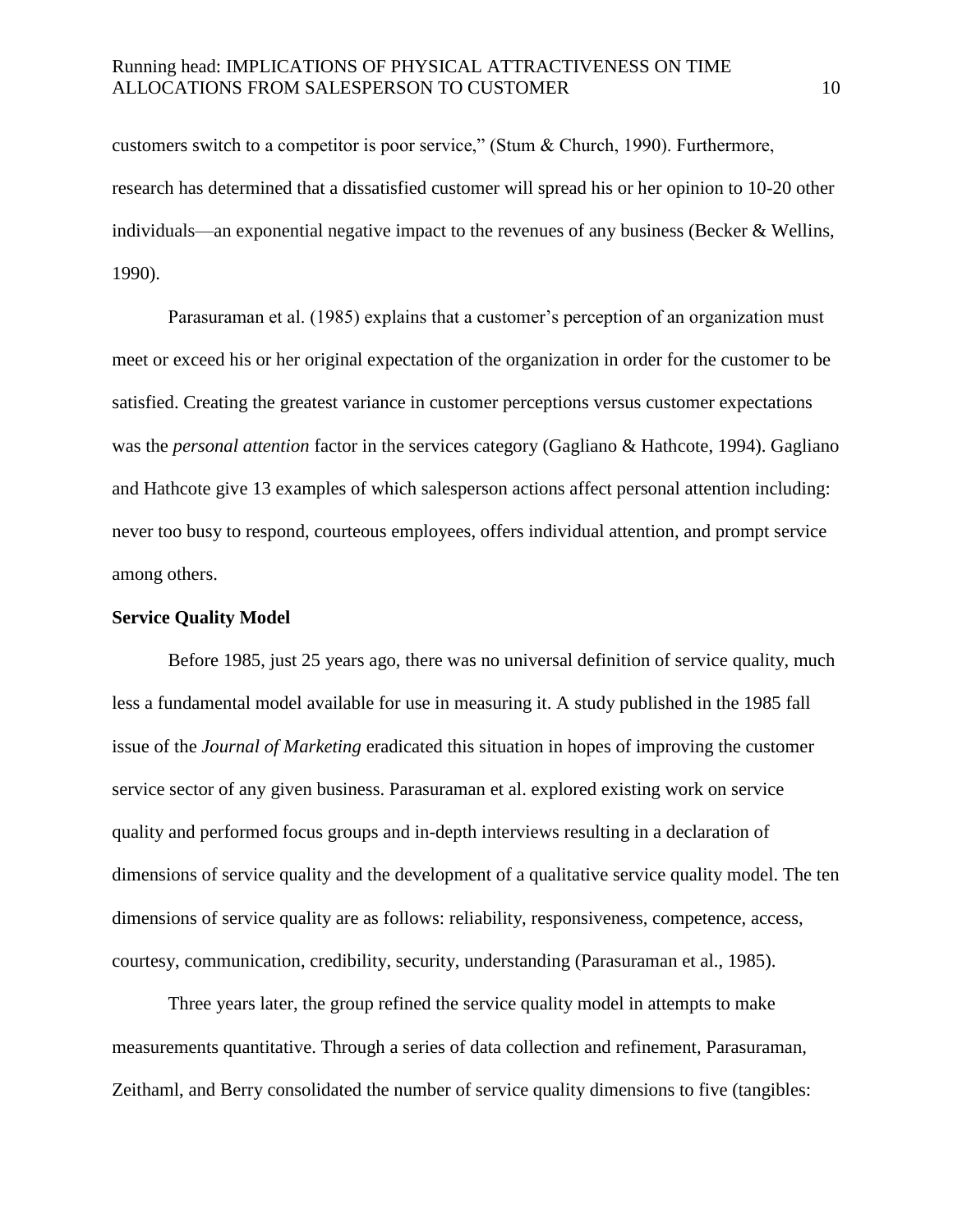customers switch to a competitor is poor service," (Stum & Church, 1990). Furthermore, research has determined that a dissatisfied customer will spread his or her opinion to 10-20 other individuals—an exponential negative impact to the revenues of any business (Becker & Wellins, 1990).

Parasuraman et al. (1985) explains that a customer's perception of an organization must meet or exceed his or her original expectation of the organization in order for the customer to be satisfied. Creating the greatest variance in customer perceptions versus customer expectations was the *personal attention* factor in the services category (Gagliano & Hathcote, 1994). Gagliano and Hathcote give 13 examples of which salesperson actions affect personal attention including: never too busy to respond, courteous employees, offers individual attention, and prompt service among others.

**Service Quality Model**

Before 1985, just 25 years ago, there was no universal definition of service quality, much less a fundamental model available for use in measuring it. A study published in the 1985 fall issue of the *Journal of Marketing* eradicated this situation in hopes of improving the customer service sector of any given business. Parasuraman et al. explored existing work on service quality and performed focus groups and in-depth interviews resulting in a declaration of dimensions of service quality and the development of a qualitative service quality model. The ten dimensions of service quality are as follows: reliability, responsiveness, competence, access, courtesy, communication, credibility, security, understanding (Parasuraman et al., 1985).

Three years later, the group refined the service quality model in attempts to make measurements quantitative. Through a series of data collection and refinement, Parasuraman, Zeithaml, and Berry consolidated the number of service quality dimensions to five (tangibles: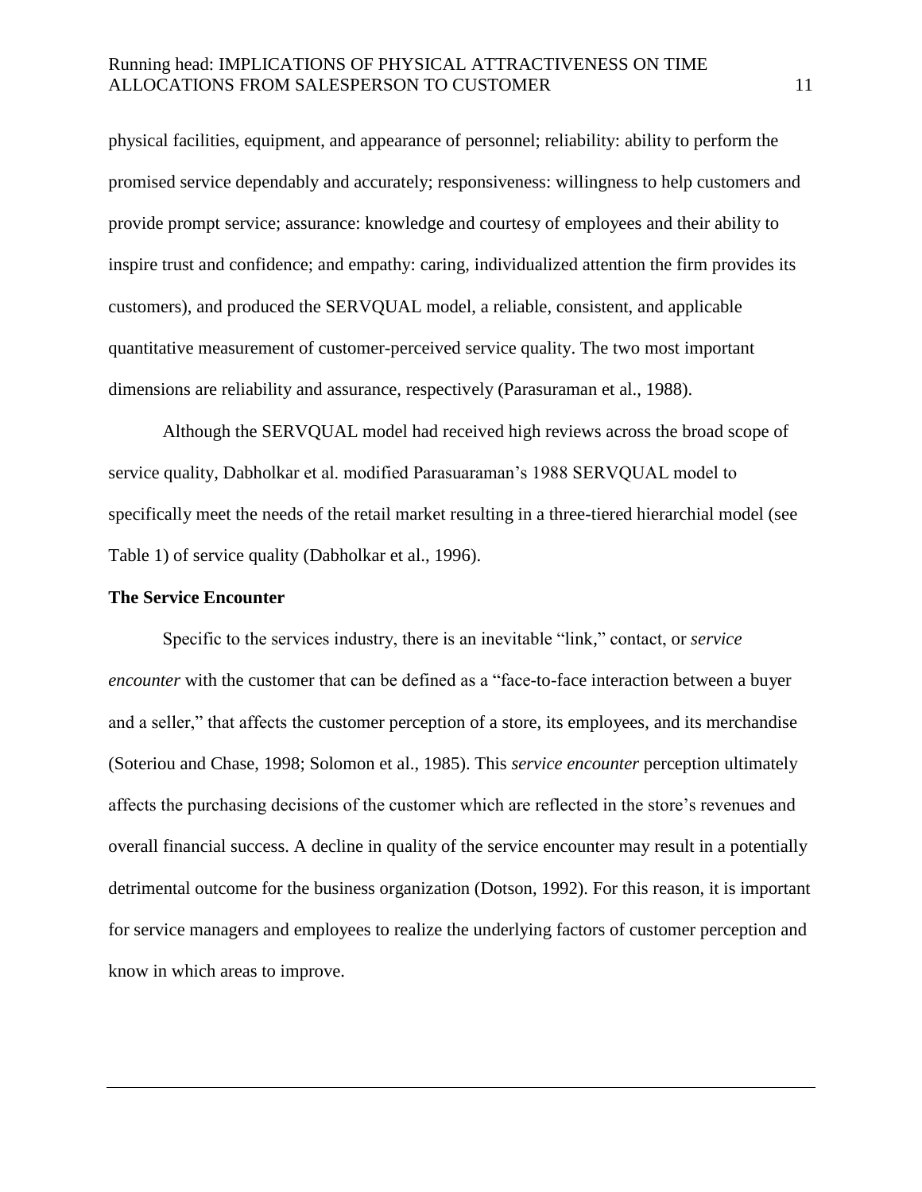physical facilities, equipment, and appearance of personnel; reliability: ability to perform the promised service dependably and accurately; responsiveness: willingness to help customers and provide prompt service; assurance: knowledge and courtesy of employees and their ability to inspire trust and confidence; and empathy: caring, individualized attention the firm provides its customers), and produced the SERVQUAL model, a reliable, consistent, and applicable quantitative measurement of customer-perceived service quality. The two most important dimensions are reliability and assurance, respectively (Parasuraman et al., 1988).

Although the SERVQUAL model had received high reviews across the broad scope of service quality, Dabholkar et al. modified Parasuaraman's 1988 SERVQUAL model to specifically meet the needs of the retail market resulting in a three-tiered hierarchial model (see Table 1) of service quality (Dabholkar et al., 1996).

**The Service Encounter**

Specific to the services industry, there is an inevitable "link," contact, or *service encounter* with the customer that can be defined as a "face-to-face interaction between a buyer and a seller," that affects the customer perception of a store, its employees, and its merchandise (Soteriou and Chase, 1998; Solomon et al., 1985). This *service encounter* perception ultimately affects the purchasing decisions of the customer which are reflected in the store's revenues and overall financial success. A decline in quality of the service encounter may result in a potentially detrimental outcome for the business organization (Dotson, 1992). For this reason, it is important for service managers and employees to realize the underlying factors of customer perception and know in which areas to improve.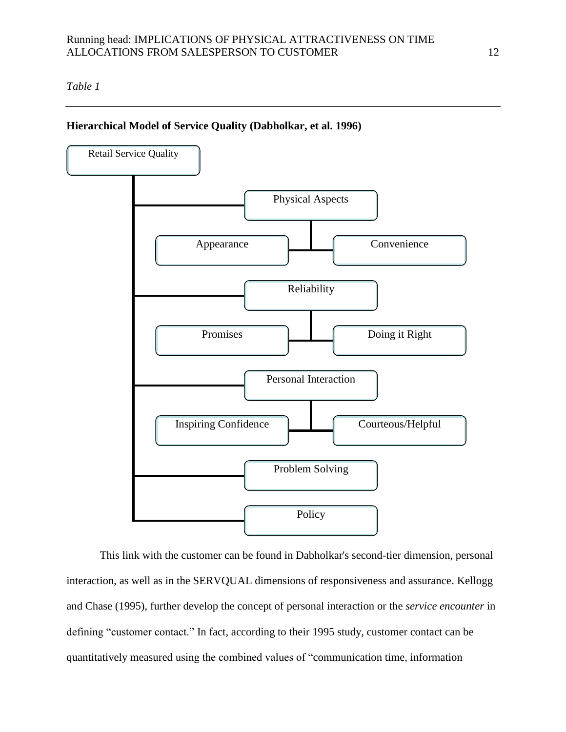*Table 1*

**Hierarchical Model of Service Quality (Dabholkar, et al. 1996)**

- Retail Service Quality
  - Physical Aspects
    - Appearance
    - Convenience
  - Reliability
    - Promises
    - Doing it Right
  - Personal Interaction
    - Inspiring Confidence
    - Courteous/Helpful
  - Problem Solving
  - Policy

This link with the customer can be found in Dabholkar's second-tier dimension, personal interaction, as well as in the SERVQUAL dimensions of responsiveness and assurance. Kellogg and Chase (1995), further develop the concept of personal interaction or the *service encounter* in defining "customer contact." In fact, according to their 1995 study, customer contact can be quantitatively measured using the combined values of "communication time, information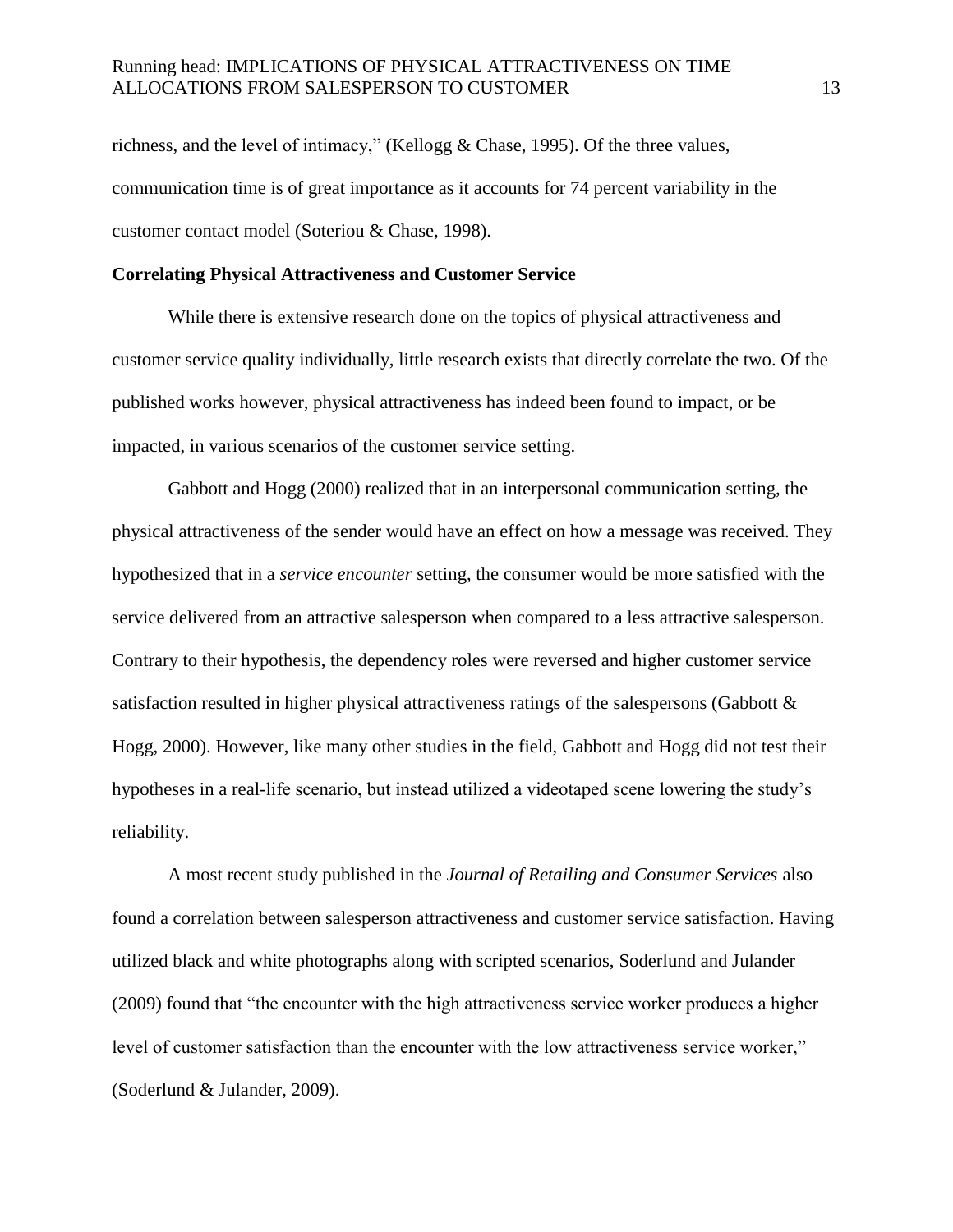richness, and the level of intimacy," (Kellogg & Chase, 1995). Of the three values, communication time is of great importance as it accounts for 74 percent variability in the customer contact model (Soteriou & Chase, 1998).

**Correlating Physical Attractiveness and Customer Service**

While there is extensive research done on the topics of physical attractiveness and customer service quality individually, little research exists that directly correlate the two. Of the published works however, physical attractiveness has indeed been found to impact, or be impacted, in various scenarios of the customer service setting.

Gabbott and Hogg (2000) realized that in an interpersonal communication setting, the physical attractiveness of the sender would have an effect on how a message was received. They hypothesized that in a *service encounter* setting, the consumer would be more satisfied with the service delivered from an attractive salesperson when compared to a less attractive salesperson. Contrary to their hypothesis, the dependency roles were reversed and higher customer service satisfaction resulted in higher physical attractiveness ratings of the salespersons (Gabbott & Hogg, 2000). However, like many other studies in the field, Gabbott and Hogg did not test their hypotheses in a real-life scenario, but instead utilized a videotaped scene lowering the study's reliability.

A most recent study published in the *Journal of Retailing and Consumer Services* also found a correlation between salesperson attractiveness and customer service satisfaction. Having utilized black and white photographs along with scripted scenarios, Soderlund and Julander (2009) found that "the encounter with the high attractiveness service worker produces a higher level of customer satisfaction than the encounter with the low attractiveness service worker," (Soderlund & Julander, 2009).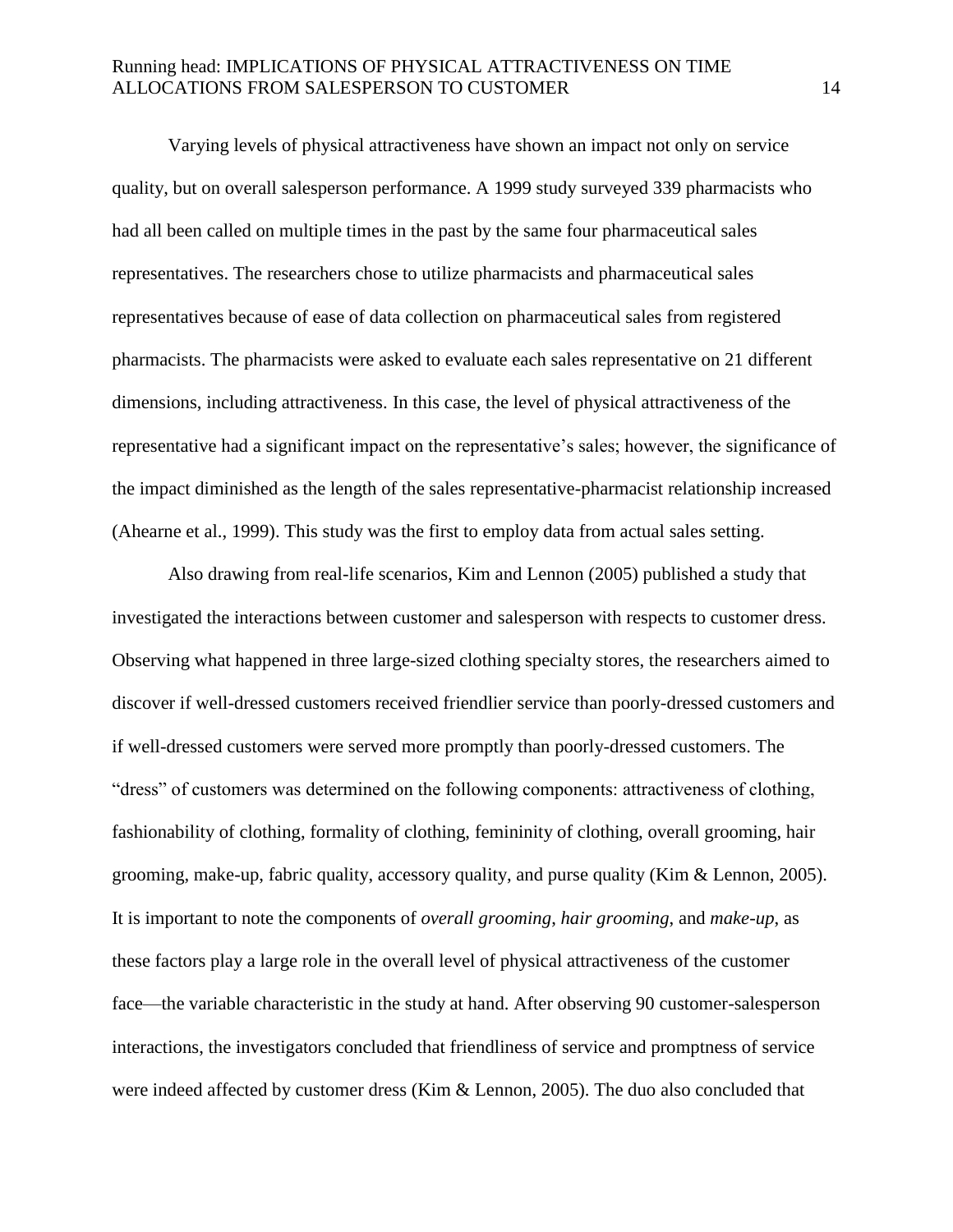Varying levels of physical attractiveness have shown an impact not only on service quality, but on overall salesperson performance. A 1999 study surveyed 339 pharmacists who had all been called on multiple times in the past by the same four pharmaceutical sales representatives. The researchers chose to utilize pharmacists and pharmaceutical sales representatives because of ease of data collection on pharmaceutical sales from registered pharmacists. The pharmacists were asked to evaluate each sales representative on 21 different dimensions, including attractiveness. In this case, the level of physical attractiveness of the representative had a significant impact on the representative's sales; however, the significance of the impact diminished as the length of the sales representative-pharmacist relationship increased (Ahearne et al., 1999). This study was the first to employ data from actual sales setting.

Also drawing from real-life scenarios, Kim and Lennon (2005) published a study that investigated the interactions between customer and salesperson with respects to customer dress. Observing what happened in three large-sized clothing specialty stores, the researchers aimed to discover if well-dressed customers received friendlier service than poorly-dressed customers and if well-dressed customers were served more promptly than poorly-dressed customers. The "dress" of customers was determined on the following components: attractiveness of clothing, fashionability of clothing, formality of clothing, femininity of clothing, overall grooming, hair grooming, make-up, fabric quality, accessory quality, and purse quality (Kim & Lennon, 2005). It is important to note the components of *overall grooming*, *hair grooming*, and *make-up*, as these factors play a large role in the overall level of physical attractiveness of the customer face—the variable characteristic in the study at hand. After observing 90 customer-salesperson interactions, the investigators concluded that friendliness of service and promptness of service were indeed affected by customer dress (Kim & Lennon, 2005). The duo also concluded that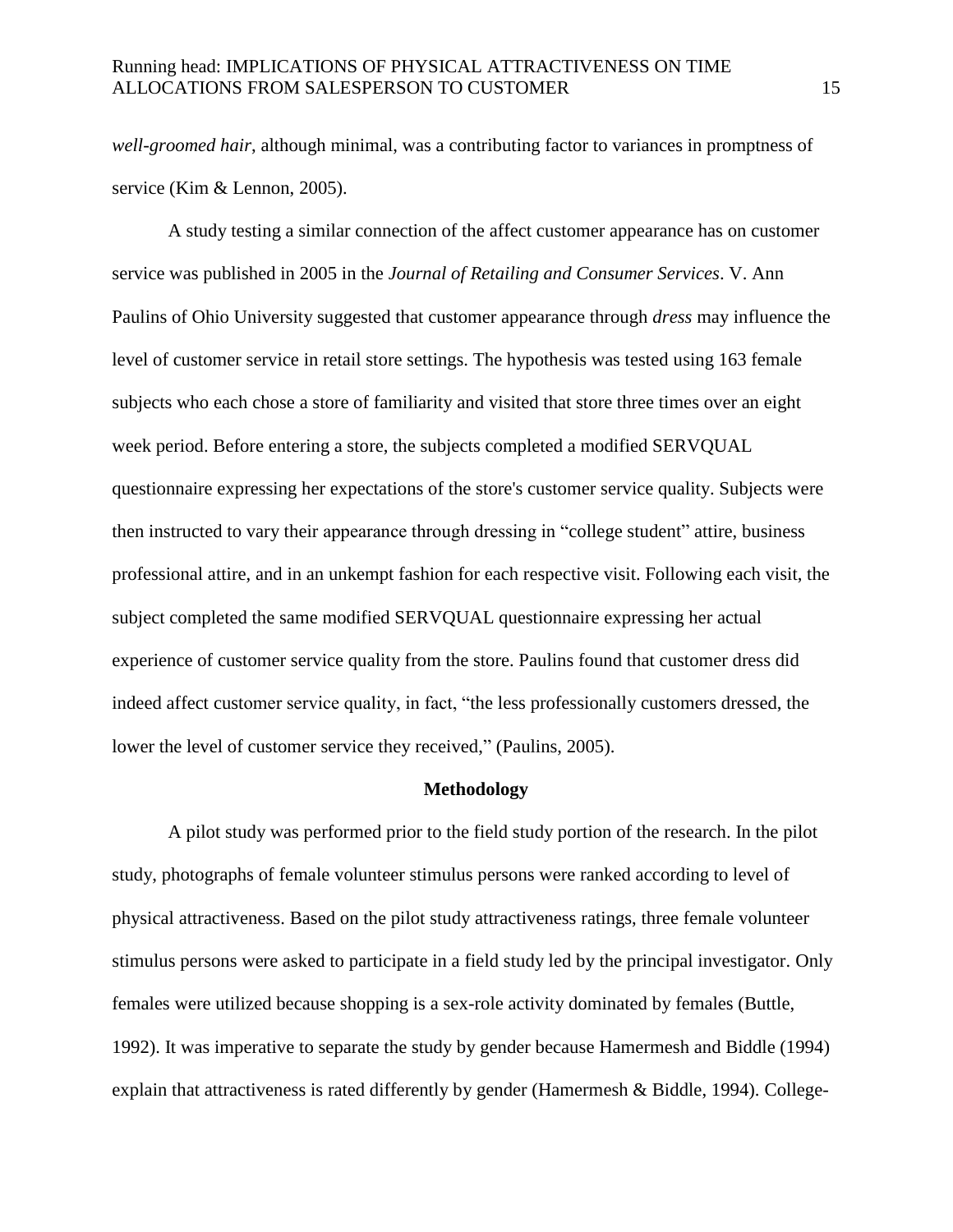*well-groomed hair*, although minimal, was a contributing factor to variances in promptness of service (Kim & Lennon, 2005).

A study testing a similar connection of the affect customer appearance has on customer service was published in 2005 in the *Journal of Retailing and Consumer Services*. V. Ann Paulins of Ohio University suggested that customer appearance through *dress* may influence the level of customer service in retail store settings. The hypothesis was tested using 163 female subjects who each chose a store of familiarity and visited that store three times over an eight week period. Before entering a store, the subjects completed a modified SERVQUAL questionnaire expressing her expectations of the store's customer service quality. Subjects were then instructed to vary their appearance through dressing in "college student" attire, business professional attire, and in an unkempt fashion for each respective visit. Following each visit, the subject completed the same modified SERVQUAL questionnaire expressing her actual experience of customer service quality from the store. Paulins found that customer dress did indeed affect customer service quality, in fact, "the less professionally customers dressed, the lower the level of customer service they received," (Paulins, 2005).

## Methodology

A pilot study was performed prior to the field study portion of the research. In the pilot study, photographs of female volunteer stimulus persons were ranked according to level of physical attractiveness. Based on the pilot study attractiveness ratings, three female volunteer stimulus persons were asked to participate in a field study led by the principal investigator. Only females were utilized because shopping is a sex-role activity dominated by females (Buttle, 1992). It was imperative to separate the study by gender because Hamermesh and Biddle (1994) explain that attractiveness is rated differently by gender (Hamermesh & Biddle, 1994). College-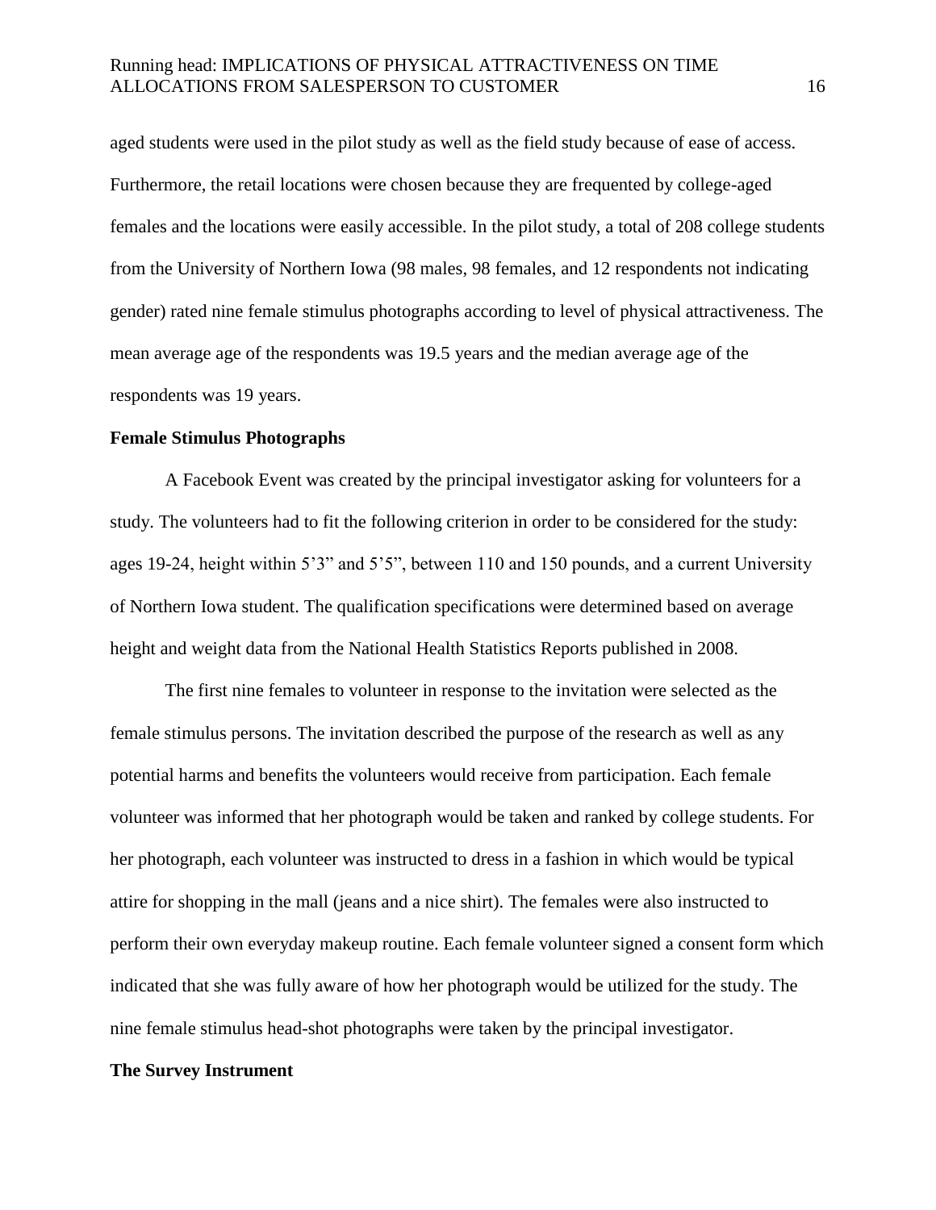aged students were used in the pilot study as well as the field study because of ease of access. Furthermore, the retail locations were chosen because they are frequented by college-aged females and the locations were easily accessible. In the pilot study, a total of 208 college students from the University of Northern Iowa (98 males, 98 females, and 12 respondents not indicating gender) rated nine female stimulus photographs according to level of physical attractiveness. The mean average age of the respondents was 19.5 years and the median average age of the respondents was 19 years.

**Female Stimulus Photographs**

A Facebook Event was created by the principal investigator asking for volunteers for a study. The volunteers had to fit the following criterion in order to be considered for the study: ages 19-24, height within 5'3" and 5'5", between 110 and 150 pounds, and a current University of Northern Iowa student. The qualification specifications were determined based on average height and weight data from the National Health Statistics Reports published in 2008.

The first nine females to volunteer in response to the invitation were selected as the female stimulus persons. The invitation described the purpose of the research as well as any potential harms and benefits the volunteers would receive from participation. Each female volunteer was informed that her photograph would be taken and ranked by college students. For her photograph, each volunteer was instructed to dress in a fashion in which would be typical attire for shopping in the mall (jeans and a nice shirt). The females were also instructed to perform their own everyday makeup routine. Each female volunteer signed a consent form which indicated that she was fully aware of how her photograph would be utilized for the study. The nine female stimulus head-shot photographs were taken by the principal investigator.

**The Survey Instrument**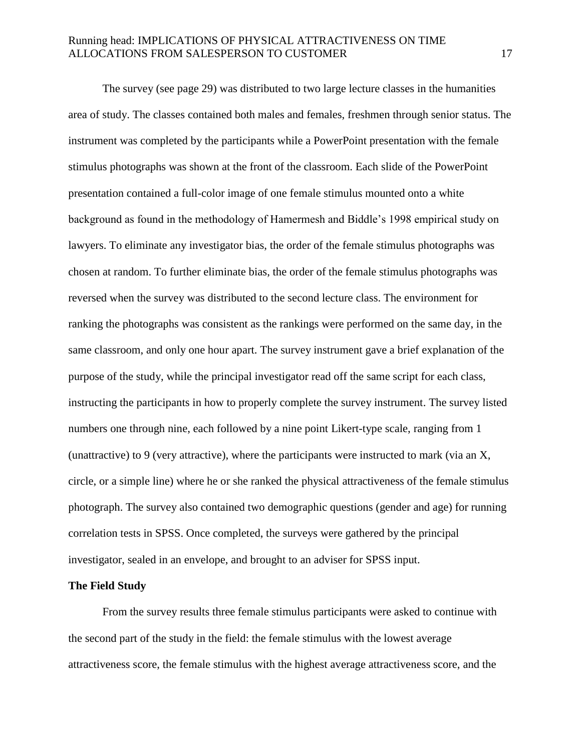The survey (see page 29) was distributed to two large lecture classes in the humanities area of study. The classes contained both males and females, freshmen through senior status. The instrument was completed by the participants while a PowerPoint presentation with the female stimulus photographs was shown at the front of the classroom. Each slide of the PowerPoint presentation contained a full-color image of one female stimulus mounted onto a white background as found in the methodology of Hamermesh and Biddle's 1998 empirical study on lawyers. To eliminate any investigator bias, the order of the female stimulus photographs was chosen at random. To further eliminate bias, the order of the female stimulus photographs was reversed when the survey was distributed to the second lecture class. The environment for ranking the photographs was consistent as the rankings were performed on the same day, in the same classroom, and only one hour apart. The survey instrument gave a brief explanation of the purpose of the study, while the principal investigator read off the same script for each class, instructing the participants in how to properly complete the survey instrument. The survey listed numbers one through nine, each followed by a nine point Likert-type scale, ranging from 1 (unattractive) to 9 (very attractive), where the participants were instructed to mark (via an X, circle, or a simple line) where he or she ranked the physical attractiveness of the female stimulus photograph. The survey also contained two demographic questions (gender and age) for running correlation tests in SPSS. Once completed, the surveys were gathered by the principal investigator, sealed in an envelope, and brought to an adviser for SPSS input.

**The Field Study**

From the survey results three female stimulus participants were asked to continue with the second part of the study in the field: the female stimulus with the lowest average attractiveness score, the female stimulus with the highest average attractiveness score, and the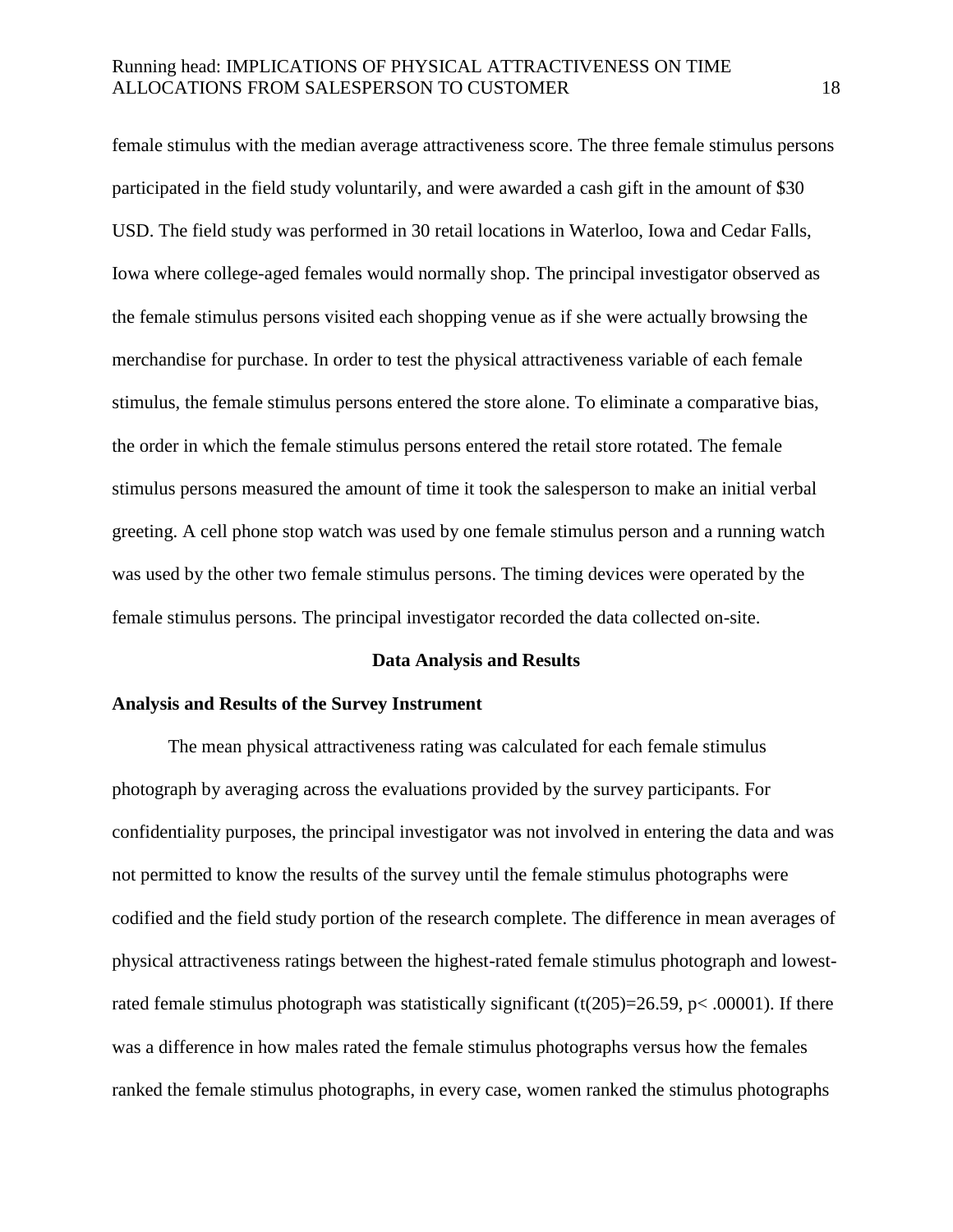female stimulus with the median average attractiveness score. The three female stimulus persons participated in the field study voluntarily, and were awarded a cash gift in the amount of $30 USD. The field study was performed in 30 retail locations in Waterloo, Iowa and Cedar Falls, Iowa where college-aged females would normally shop. The principal investigator observed as the female stimulus persons visited each shopping venue as if she were actually browsing the merchandise for purchase. In order to test the physical attractiveness variable of each female stimulus, the female stimulus persons entered the store alone. To eliminate a comparative bias, the order in which the female stimulus persons entered the retail store rotated. The female stimulus persons measured the amount of time it took the salesperson to make an initial verbal greeting. A cell phone stop watch was used by one female stimulus person and a running watch was used by the other two female stimulus persons. The timing devices were operated by the female stimulus persons. The principal investigator recorded the data collected on-site.

## Data Analysis and Results

### Analysis and Results of the Survey Instrument

The mean physical attractiveness rating was calculated for each female stimulus photograph by averaging across the evaluations provided by the survey participants. For confidentiality purposes, the principal investigator was not involved in entering the data and was not permitted to know the results of the survey until the female stimulus photographs were codified and the field study portion of the research complete. The difference in mean averages of physical attractiveness ratings between the highest-rated female stimulus photograph and lowest-rated female stimulus photograph was statistically significant ($t(205)=26.59$, $p< .00001$). If there was a difference in how males rated the female stimulus photographs versus how the females ranked the female stimulus photographs, in every case, women ranked the stimulus photographs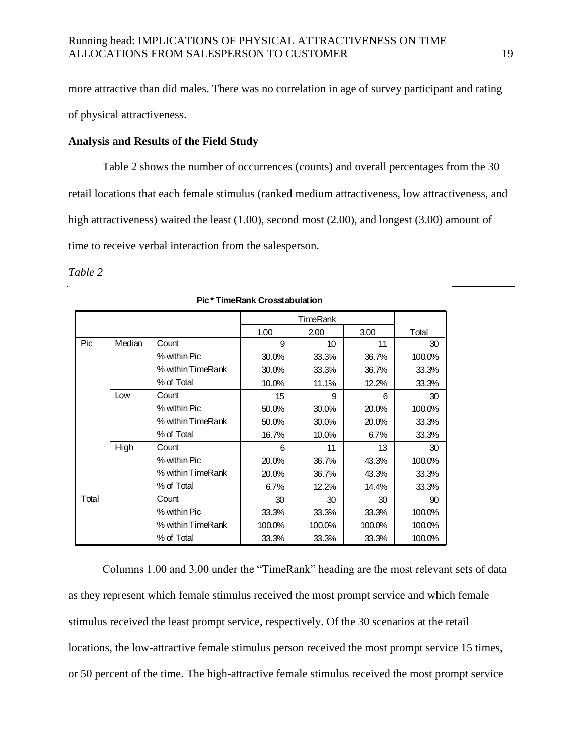more attractive than did males. There was no correlation in age of survey participant and rating of physical attractiveness.

**Analysis and Results of the Field Study**

Table 2 shows the number of occurrences (counts) and overall percentages from the 30 retail locations that each female stimulus (ranked medium attractiveness, low attractiveness, and high attractiveness) waited the least (1.00), second most (2.00), and longest (3.00) amount of time to receive verbal interaction from the salesperson.

*Table 2*

**Pic * TimeRank Crosstabulation**

| | | | TimeRank | | | |
|---|---|---|---|---|---|---|
| | | | 1.00 | 2.00 | 3.00 | Total |
| Pic | Median | Count | 9 | 10 | 11 | 30 |
| | | % within Pic | 30.0% | 33.3% | 36.7% | 100.0% |
| | | % within TimeRank | 30.0% | 33.3% | 36.7% | 33.3% |
| | | % of Total | 10.0% | 11.1% | 12.2% | 33.3% |
| | Low | Count | 15 | 9 | 6 | 30 |
| | | % within Pic | 50.0% | 30.0% | 20.0% | 100.0% |
| | | % within TimeRank | 50.0% | 30.0% | 20.0% | 33.3% |
| | | % of Total | 16.7% | 10.0% | 6.7% | 33.3% |
| | High | Count | 6 | 11 | 13 | 30 |
| | | % within Pic | 20.0% | 36.7% | 43.3% | 100.0% |
| | | % within TimeRank | 20.0% | 36.7% | 43.3% | 33.3% |
| | | % of Total | 6.7% | 12.2% | 14.4% | 33.3% |
| Total | | Count | 30 | 30 | 30 | 90 |
| | | % within Pic | 33.3% | 33.3% | 33.3% | 100.0% |
| | | % within TimeRank | 100.0% | 100.0% | 100.0% | 100.0% |
| | | % of Total | 33.3% | 33.3% | 33.3% | 100.0% |

Columns 1.00 and 3.00 under the "TimeRank" heading are the most relevant sets of data as they represent which female stimulus received the most prompt service and which female stimulus received the least prompt service, respectively. Of the 30 scenarios at the retail locations, the low-attractive female stimulus person received the most prompt service 15 times, or 50 percent of the time. The high-attractive female stimulus received the most prompt service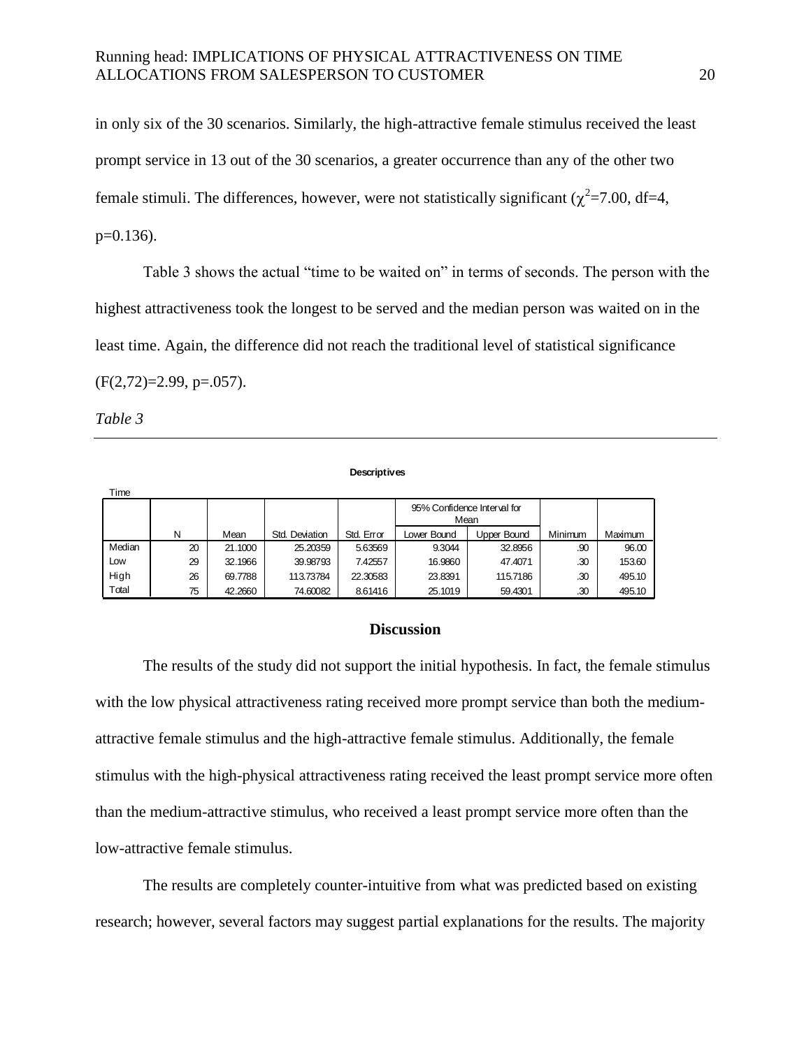in only six of the 30 scenarios. Similarly, the high-attractive female stimulus received the least prompt service in 13 out of the 30 scenarios, a greater occurrence than any of the other two female stimuli. The differences, however, were not statistically significant ($\chi^2$=7.00, df=4, p=0.136).

Table 3 shows the actual "time to be waited on" in terms of seconds. The person with the highest attractiveness took the longest to be served and the median person was waited on in the least time. Again, the difference did not reach the traditional level of statistical significance ($F(2,72)$=2.99, p=.057).

*Table 3*

**Descriptives**

Time

| | N | Mean | Std. Deviation | Std. Error | 95% Confidence Interval for Mean | | Minimum | Maximum |
|---|---|---|---|---|---|---|---|---|
| | | | | | Lower Bound | Upper Bound | | |
| Median | 20 | 21.1000 | 25.20359 | 5.63569 | 9.3044 | 32.8956 | .90 | 96.00 |
| Low | 29 | 32.1966 | 39.98793 | 7.42557 | 16.9860 | 47.4071 | .30 | 153.60 |
| High | 26 | 69.7788 | 113.73784 | 22.30583 | 23.8391 | 115.7186 | .30 | 495.10 |
| Total | 75 | 42.2660 | 74.60082 | 8.61416 | 25.1019 | 59.4301 | .30 | 495.10 |

## Discussion

The results of the study did not support the initial hypothesis. In fact, the female stimulus with the low physical attractiveness rating received more prompt service than both the medium-attractive female stimulus and the high-attractive female stimulus. Additionally, the female stimulus with the high-physical attractiveness rating received the least prompt service more often than the medium-attractive stimulus, who received a least prompt service more often than the low-attractive female stimulus.

The results are completely counter-intuitive from what was predicted based on existing research; however, several factors may suggest partial explanations for the results. The majority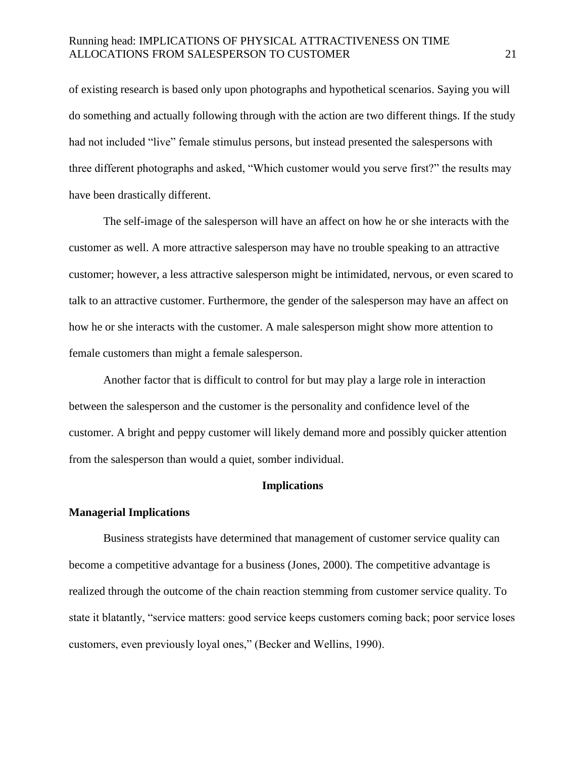of existing research is based only upon photographs and hypothetical scenarios. Saying you will do something and actually following through with the action are two different things. If the study had not included "live" female stimulus persons, but instead presented the salespersons with three different photographs and asked, "Which customer would you serve first?" the results may have been drastically different.

The self-image of the salesperson will have an affect on how he or she interacts with the customer as well. A more attractive salesperson may have no trouble speaking to an attractive customer; however, a less attractive salesperson might be intimidated, nervous, or even scared to talk to an attractive customer. Furthermore, the gender of the salesperson may have an affect on how he or she interacts with the customer. A male salesperson might show more attention to female customers than might a female salesperson.

Another factor that is difficult to control for but may play a large role in interaction between the salesperson and the customer is the personality and confidence level of the customer. A bright and peppy customer will likely demand more and possibly quicker attention from the salesperson than would a quiet, somber individual.

## Implications

### Managerial Implications

Business strategists have determined that management of customer service quality can become a competitive advantage for a business (Jones, 2000). The competitive advantage is realized through the outcome of the chain reaction stemming from customer service quality. To state it blatantly, "service matters: good service keeps customers coming back; poor service loses customers, even previously loyal ones," (Becker and Wellins, 1990).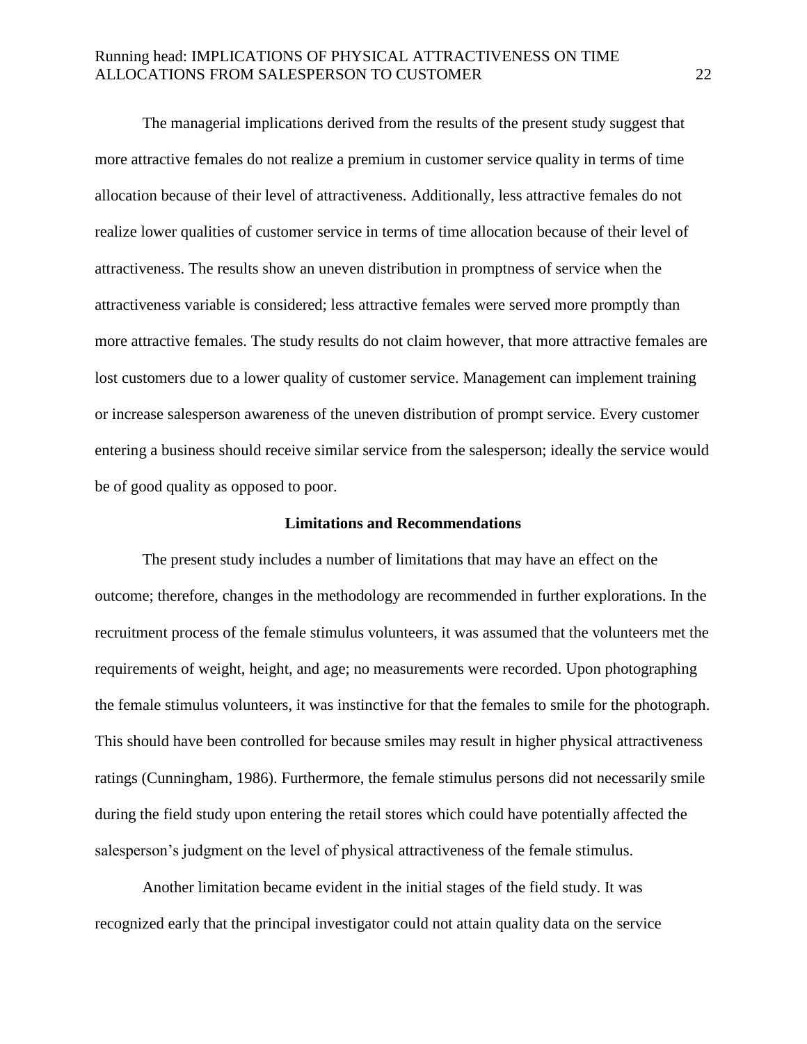The managerial implications derived from the results of the present study suggest that more attractive females do not realize a premium in customer service quality in terms of time allocation because of their level of attractiveness. Additionally, less attractive females do not realize lower qualities of customer service in terms of time allocation because of their level of attractiveness. The results show an uneven distribution in promptness of service when the attractiveness variable is considered; less attractive females were served more promptly than more attractive females. The study results do not claim however, that more attractive females are lost customers due to a lower quality of customer service. Management can implement training or increase salesperson awareness of the uneven distribution of prompt service. Every customer entering a business should receive similar service from the salesperson; ideally the service would be of good quality as opposed to poor.

## Limitations and Recommendations

The present study includes a number of limitations that may have an effect on the outcome; therefore, changes in the methodology are recommended in further explorations. In the recruitment process of the female stimulus volunteers, it was assumed that the volunteers met the requirements of weight, height, and age; no measurements were recorded. Upon photographing the female stimulus volunteers, it was instinctive for that the females to smile for the photograph. This should have been controlled for because smiles may result in higher physical attractiveness ratings (Cunningham, 1986). Furthermore, the female stimulus persons did not necessarily smile during the field study upon entering the retail stores which could have potentially affected the salesperson's judgment on the level of physical attractiveness of the female stimulus.

Another limitation became evident in the initial stages of the field study. It was recognized early that the principal investigator could not attain quality data on the service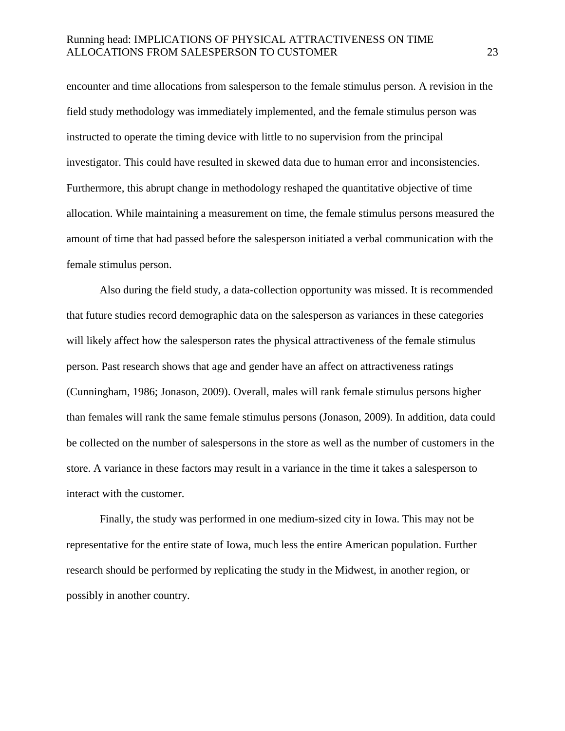encounter and time allocations from salesperson to the female stimulus person. A revision in the field study methodology was immediately implemented, and the female stimulus person was instructed to operate the timing device with little to no supervision from the principal investigator. This could have resulted in skewed data due to human error and inconsistencies. Furthermore, this abrupt change in methodology reshaped the quantitative objective of time allocation. While maintaining a measurement on time, the female stimulus persons measured the amount of time that had passed before the salesperson initiated a verbal communication with the female stimulus person.

Also during the field study, a data-collection opportunity was missed. It is recommended that future studies record demographic data on the salesperson as variances in these categories will likely affect how the salesperson rates the physical attractiveness of the female stimulus person. Past research shows that age and gender have an affect on attractiveness ratings (Cunningham, 1986; Jonason, 2009). Overall, males will rank female stimulus persons higher than females will rank the same female stimulus persons (Jonason, 2009). In addition, data could be collected on the number of salespersons in the store as well as the number of customers in the store. A variance in these factors may result in a variance in the time it takes a salesperson to interact with the customer.

Finally, the study was performed in one medium-sized city in Iowa. This may not be representative for the entire state of Iowa, much less the entire American population. Further research should be performed by replicating the study in the Midwest, in another region, or possibly in another country.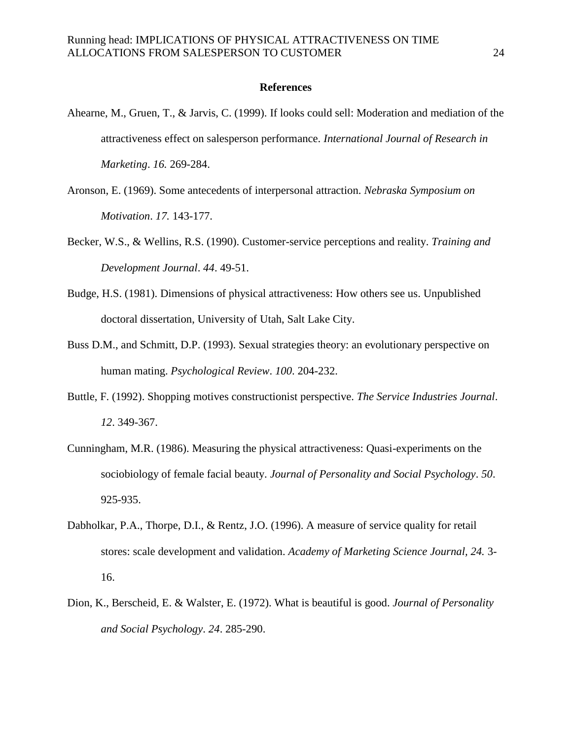**References**

Ahearne, M., Gruen, T., & Jarvis, C. (1999). If looks could sell: Moderation and mediation of the attractiveness effect on salesperson performance. *International Journal of Research in Marketing*. *16.* 269-284.

Aronson, E. (1969). Some antecedents of interpersonal attraction. *Nebraska Symposium on Motivation*. *17.* 143-177.

Becker, W.S., & Wellins, R.S. (1990). Customer-service perceptions and reality. *Training and Development Journal*. *44*. 49-51.

Budge, H.S. (1981). Dimensions of physical attractiveness: How others see us. Unpublished doctoral dissertation, University of Utah, Salt Lake City.

Buss D.M., and Schmitt, D.P. (1993). Sexual strategies theory: an evolutionary perspective on human mating. *Psychological Review*. *100*. 204-232.

Buttle, F. (1992). Shopping motives constructionist perspective. *The Service Industries Journal*. *12*. 349-367.

Cunningham, M.R. (1986). Measuring the physical attractiveness: Quasi-experiments on the sociobiology of female facial beauty. *Journal of Personality and Social Psychology*. *50*. 925-935.

Dabholkar, P.A., Thorpe, D.I., & Rentz, J.O. (1996). A measure of service quality for retail stores: scale development and validation. *Academy of Marketing Science Journal, 24.* 3-16.

Dion, K., Berscheid, E. & Walster, E. (1972). What is beautiful is good. *Journal of Personality and Social Psychology*. *24*. 285-290.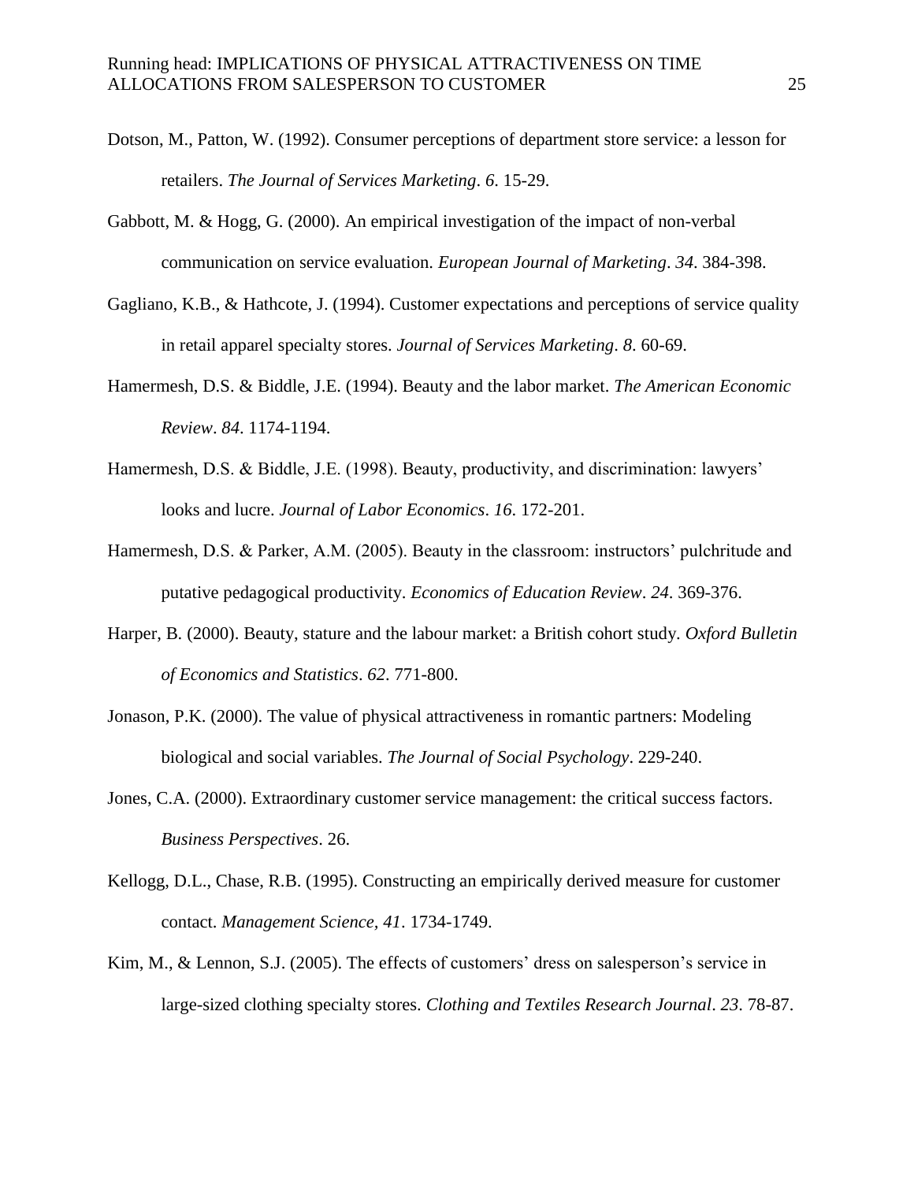Dotson, M., Patton, W. (1992). Consumer perceptions of department store service: a lesson for retailers. *The Journal of Services Marketing*. *6*. 15-29.

Gabbott, M. & Hogg, G. (2000). An empirical investigation of the impact of non-verbal communication on service evaluation. *European Journal of Marketing*. *34*. 384-398.

Gagliano, K.B., & Hathcote, J. (1994). Customer expectations and perceptions of service quality in retail apparel specialty stores. *Journal of Services Marketing*. *8*. 60-69.

Hamermesh, D.S. & Biddle, J.E. (1994). Beauty and the labor market. *The American Economic Review*. *84*. 1174-1194.

Hamermesh, D.S. & Biddle, J.E. (1998). Beauty, productivity, and discrimination: lawyers' looks and lucre. *Journal of Labor Economics*. *16*. 172-201.

Hamermesh, D.S. & Parker, A.M. (2005). Beauty in the classroom: instructors' pulchritude and putative pedagogical productivity. *Economics of Education Review*. *24*. 369-376.

Harper, B. (2000). Beauty, stature and the labour market: a British cohort study. *Oxford Bulletin of Economics and Statistics*. *62*. 771-800.

Jonason, P.K. (2000). The value of physical attractiveness in romantic partners: Modeling biological and social variables. *The Journal of Social Psychology*. 229-240.

Jones, C.A. (2000). Extraordinary customer service management: the critical success factors. *Business Perspectives*. 26.

Kellogg, D.L., Chase, R.B. (1995). Constructing an empirically derived measure for customer contact. *Management Science, 41*. 1734-1749.

Kim, M., & Lennon, S.J. (2005). The effects of customers' dress on salesperson's service in large-sized clothing specialty stores. *Clothing and Textiles Research Journal*. *23*. 78-87.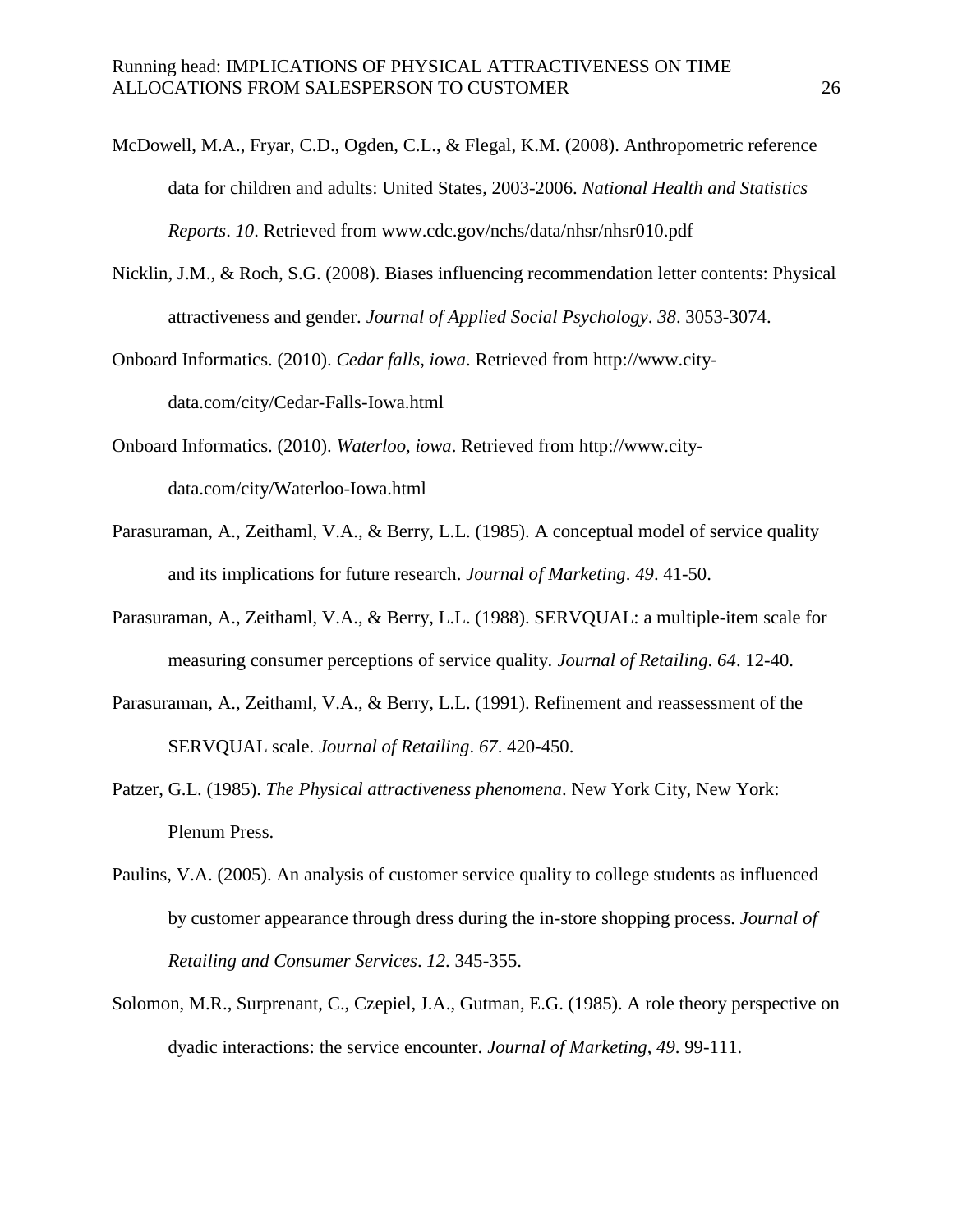McDowell, M.A., Fryar, C.D., Ogden, C.L., & Flegal, K.M. (2008). Anthropometric reference data for children and adults: United States, 2003-2006. *National Health and Statistics Reports*. *10*. Retrieved from www.cdc.gov/nchs/data/nhsr/nhsr010.pdf

Nicklin, J.M., & Roch, S.G. (2008). Biases influencing recommendation letter contents: Physical attractiveness and gender. *Journal of Applied Social Psychology*. *38*. 3053-3074.

Onboard Informatics. (2010). *Cedar falls, iowa*. Retrieved from http://www.city-data.com/city/Cedar-Falls-Iowa.html

Onboard Informatics. (2010). *Waterloo, iowa*. Retrieved from http://www.city-data.com/city/Waterloo-Iowa.html

Parasuraman, A., Zeithaml, V.A., & Berry, L.L. (1985). A conceptual model of service quality and its implications for future research. *Journal of Marketing*. *49*. 41-50.

Parasuraman, A., Zeithaml, V.A., & Berry, L.L. (1988). SERVQUAL: a multiple-item scale for measuring consumer perceptions of service quality. *Journal of Retailing*. *64*. 12-40.

Parasuraman, A., Zeithaml, V.A., & Berry, L.L. (1991). Refinement and reassessment of the SERVQUAL scale. *Journal of Retailing*. *67*. 420-450.

Patzer, G.L. (1985). *The Physical attractiveness phenomena*. New York City, New York: Plenum Press.

Paulins, V.A. (2005). An analysis of customer service quality to college students as influenced by customer appearance through dress during the in-store shopping process. *Journal of Retailing and Consumer Services*. *12*. 345-355.

Solomon, M.R., Surprenant, C., Czepiel, J.A., Gutman, E.G. (1985). A role theory perspective on dyadic interactions: the service encounter. *Journal of Marketing*, *49*. 99-111.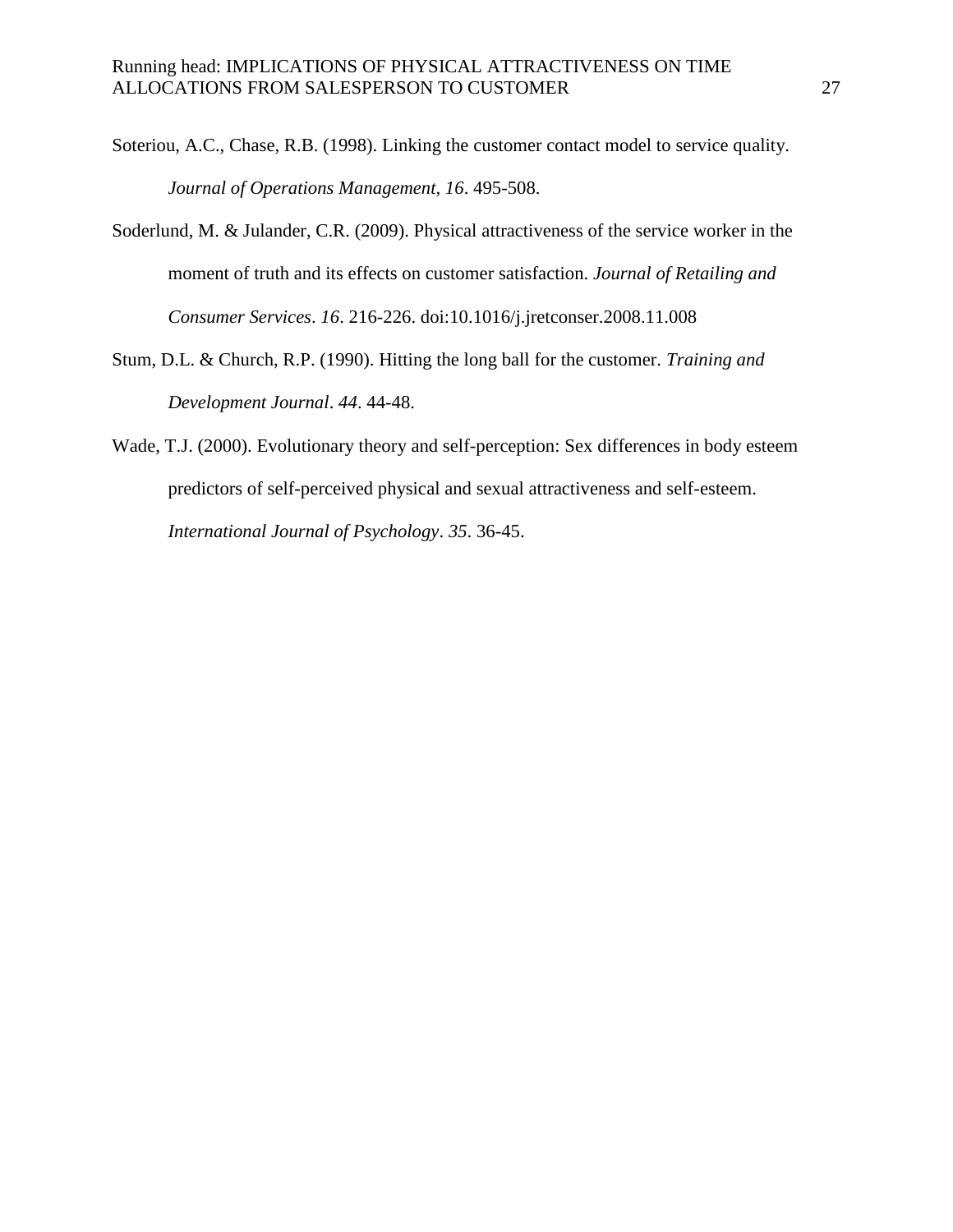Soteriou, A.C., Chase, R.B. (1998). Linking the customer contact model to service quality. *Journal of Operations Management, 16*. 495-508.

Soderlund, M. & Julander, C.R. (2009). Physical attractiveness of the service worker in the moment of truth and its effects on customer satisfaction. *Journal of Retailing and Consumer Services*. *16*. 216-226. doi:10.1016/j.jretconser.2008.11.008

Stum, D.L. & Church, R.P. (1990). Hitting the long ball for the customer. *Training and Development Journal*. *44*. 44-48.

Wade, T.J. (2000). Evolutionary theory and self-perception: Sex differences in body esteem predictors of self-perceived physical and sexual attractiveness and self-esteem. *International Journal of Psychology*. *35*. 36-45.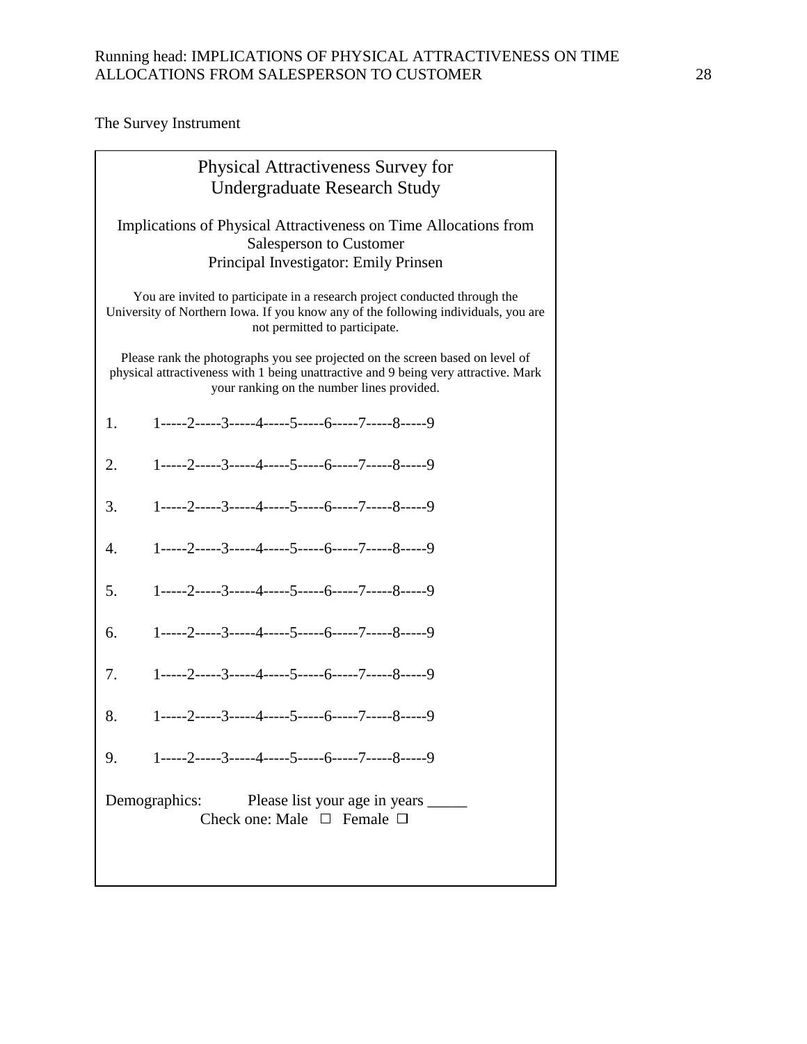The Survey Instrument

## Physical Attractiveness Survey for Undergraduate Research Study

### Implications of Physical Attractiveness on Time Allocations from Salesperson to Customer

Principal Investigator: Emily Prinsen

You are invited to participate in a research project conducted through the University of Northern Iowa. If you know any of the following individuals, you are not permitted to participate.

Please rank the photographs you see projected on the screen based on level of physical attractiveness with 1 being unattractive and 9 being very attractive. Mark your ranking on the number lines provided.

1. 1-----2-----3-----4-----5-----6-----7-----8-----9

2. 1-----2-----3-----4-----5-----6-----7-----8-----9

3. 1-----2-----3-----4-----5-----6-----7-----8-----9

4. 1-----2-----3-----4-----5-----6-----7-----8-----9

5. 1-----2-----3-----4-----5-----6-----7-----8-----9

6. 1-----2-----3-----4-----5-----6-----7-----8-----9

7. 1-----2-----3-----4-----5-----6-----7-----8-----9

8. 1-----2-----3-----4-----5-----6-----7-----8-----9

9. 1-----2-----3-----4-----5-----6-----7-----8-----9

Demographics: Please list your age in years _____

Check one: Male ☐ Female ☐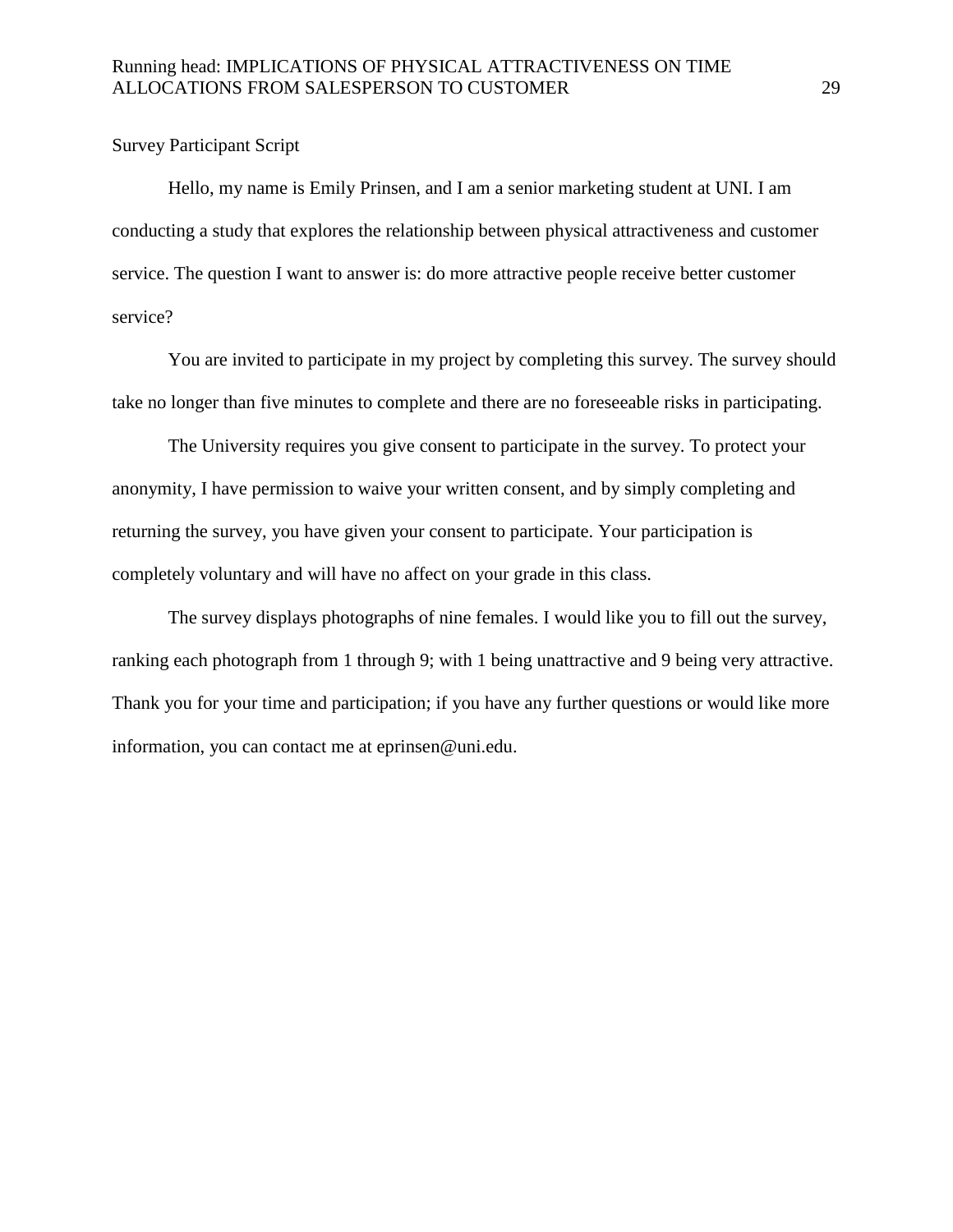Survey Participant Script

Hello, my name is Emily Prinsen, and I am a senior marketing student at UNI. I am conducting a study that explores the relationship between physical attractiveness and customer service. The question I want to answer is: do more attractive people receive better customer service?

You are invited to participate in my project by completing this survey. The survey should take no longer than five minutes to complete and there are no foreseeable risks in participating.

The University requires you give consent to participate in the survey. To protect your anonymity, I have permission to waive your written consent, and by simply completing and returning the survey, you have given your consent to participate. Your participation is completely voluntary and will have no affect on your grade in this class.

The survey displays photographs of nine females. I would like you to fill out the survey, ranking each photograph from 1 through 9; with 1 being unattractive and 9 being very attractive. Thank you for your time and participation; if you have any further questions or would like more information, you can contact me at eprinsen@uni.edu.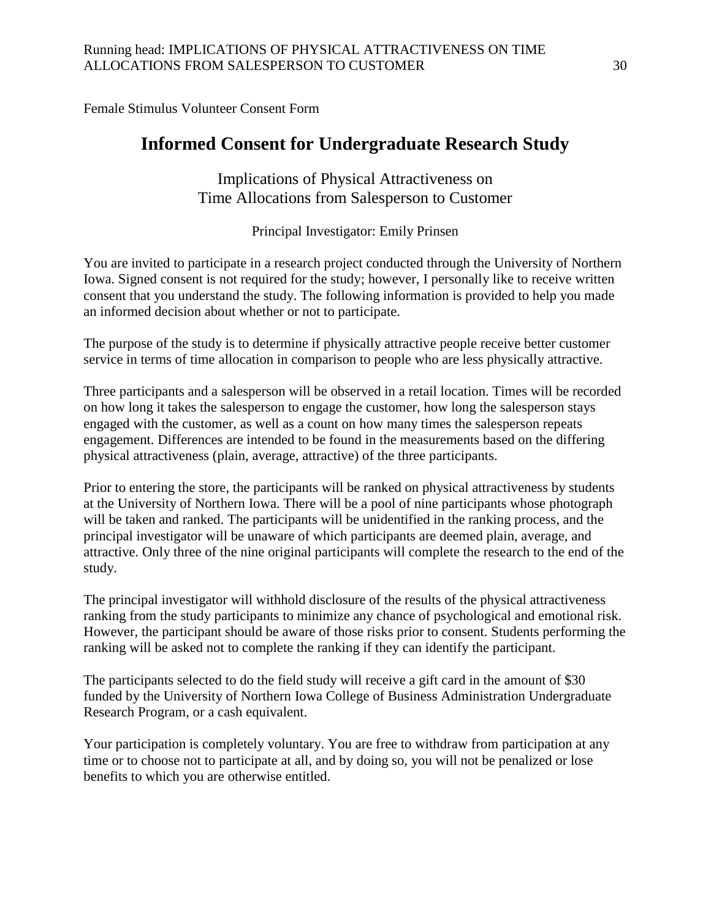Female Stimulus Volunteer Consent Form

# Informed Consent for Undergraduate Research Study

## Implications of Physical Attractiveness on Time Allocations from Salesperson to Customer

Principal Investigator: Emily Prinsen

You are invited to participate in a research project conducted through the University of Northern Iowa. Signed consent is not required for the study; however, I personally like to receive written consent that you understand the study. The following information is provided to help you made an informed decision about whether or not to participate.

The purpose of the study is to determine if physically attractive people receive better customer service in terms of time allocation in comparison to people who are less physically attractive.

Three participants and a salesperson will be observed in a retail location. Times will be recorded on how long it takes the salesperson to engage the customer, how long the salesperson stays engaged with the customer, as well as a count on how many times the salesperson repeats engagement. Differences are intended to be found in the measurements based on the differing physical attractiveness (plain, average, attractive) of the three participants.

Prior to entering the store, the participants will be ranked on physical attractiveness by students at the University of Northern Iowa. There will be a pool of nine participants whose photograph will be taken and ranked. The participants will be unidentified in the ranking process, and the principal investigator will be unaware of which participants are deemed plain, average, and attractive. Only three of the nine original participants will complete the research to the end of the study.

The principal investigator will withhold disclosure of the results of the physical attractiveness ranking from the study participants to minimize any chance of psychological and emotional risk. However, the participant should be aware of those risks prior to consent. Students performing the ranking will be asked not to complete the ranking if they can identify the participant.

The participants selected to do the field study will receive a gift card in the amount of $30 funded by the University of Northern Iowa College of Business Administration Undergraduate Research Program, or a cash equivalent.

Your participation is completely voluntary. You are free to withdraw from participation at any time or to choose not to participate at all, and by doing so, you will not be penalized or lose benefits to which you are otherwise entitled.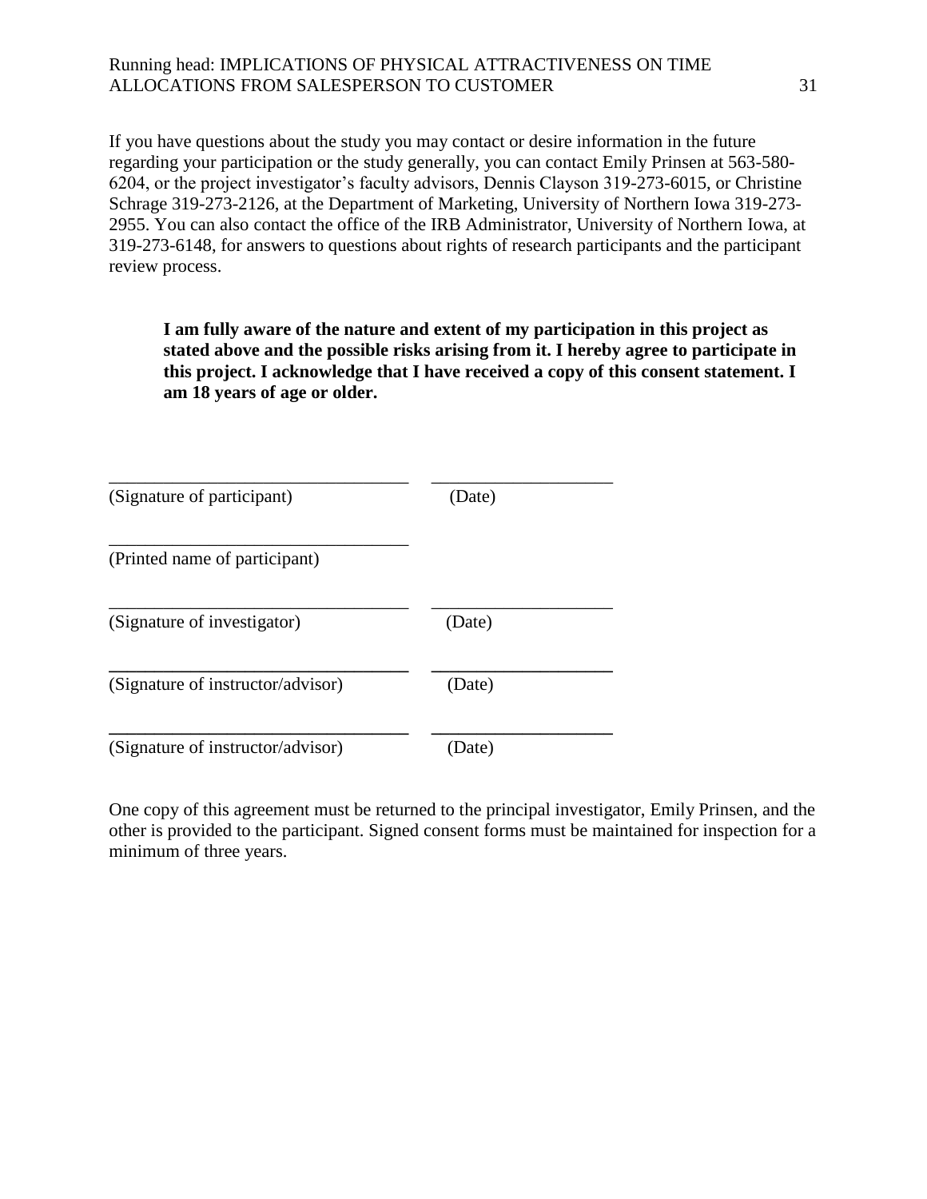If you have questions about the study you may contact or desire information in the future regarding your participation or the study generally, you can contact Emily Prinsen at 563-580-6204, or the project investigator's faculty advisors, Dennis Clayson 319-273-6015, or Christine Schrage 319-273-2126, at the Department of Marketing, University of Northern Iowa 319-273-2955. You can also contact the office of the IRB Administrator, University of Northern Iowa, at 319-273-6148, for answers to questions about rights of research participants and the participant review process.

**I am fully aware of the nature and extent of my participation in this project as stated above and the possible risks arising from it. I hereby agree to participate in this project. I acknowledge that I have received a copy of this consent statement. I am 18 years of age or older.**

_________________________________ ____________________
(Signature of participant) (Date)

_________________________________
(Printed name of participant)

_________________________________ ____________________
(Signature of investigator) (Date)

_________________________________ ____________________
(Signature of instructor/advisor) (Date)

_________________________________ ____________________
(Signature of instructor/advisor) (Date)

One copy of this agreement must be returned to the principal investigator, Emily Prinsen, and the other is provided to the participant. Signed consent forms must be maintained for inspection for a minimum of three years.